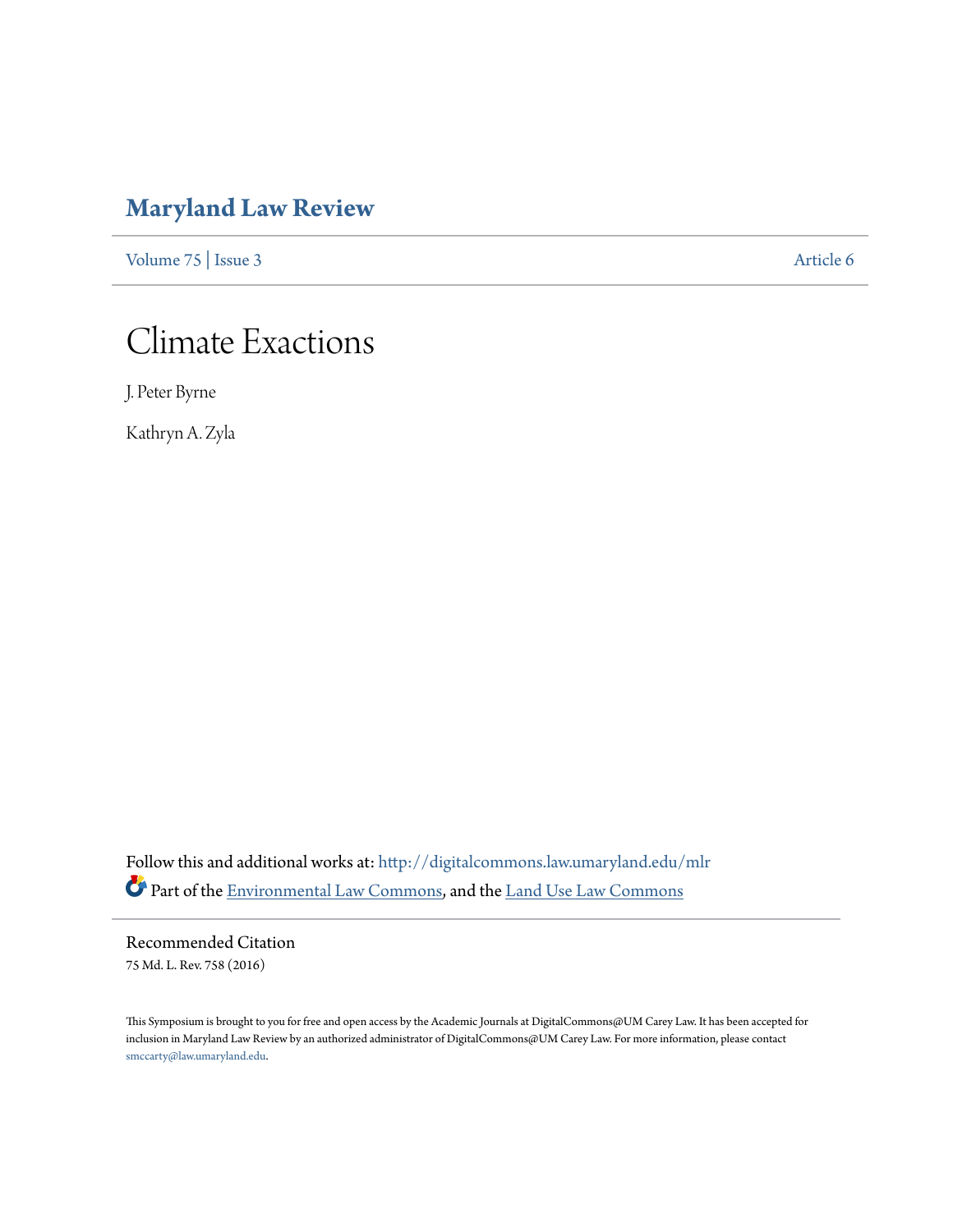# Maryland Law Review

Volume 75 | Issue 3 Article 6

# Climate Exactions

J. Peter Byrne

Kathryn A. Zyla

Follow this and additional works at: http://digitalcommons.law.umaryland.edu/mlr

Part of the Environmental Law Commons, and the Land Use Law Commons

## Recommended Citation

75 Md. L. Rev. 758 (2016)

This Symposium is brought to you for free and open access by the Academic Journals at DigitalCommons@UM Carey Law. It has been accepted for inclusion in Maryland Law Review by an authorized administrator of DigitalCommons@UM Carey Law. For more information, please contact smccarty@law.umaryland.edu.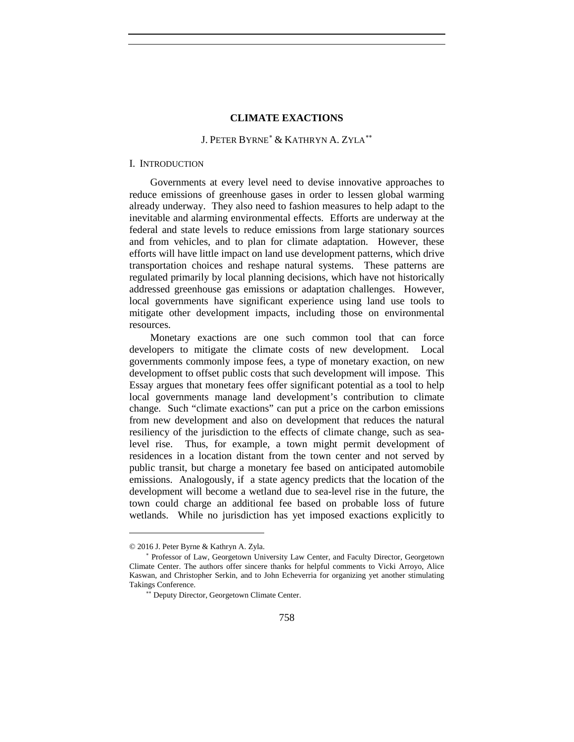# CLIMATE EXACTIONS

J. PETER BYRNE[*] & KATHRYN A. ZYLA[**]

## I. INTRODUCTION

Governments at every level need to devise innovative approaches to reduce emissions of greenhouse gases in order to lessen global warming already underway. They also need to fashion measures to help adapt to the inevitable and alarming environmental effects. Efforts are underway at the federal and state levels to reduce emissions from large stationary sources and from vehicles, and to plan for climate adaptation. However, these efforts will have little impact on land use development patterns, which drive transportation choices and reshape natural systems. These patterns are regulated primarily by local planning decisions, which have not historically addressed greenhouse gas emissions or adaptation challenges. However, local governments have significant experience using land use tools to mitigate other development impacts, including those on environmental resources.

Monetary exactions are one such common tool that can force developers to mitigate the climate costs of new development. Local governments commonly impose fees, a type of monetary exaction, on new development to offset public costs that such development will impose. This Essay argues that monetary fees offer significant potential as a tool to help local governments manage land development's contribution to climate change. Such "climate exactions" can put a price on the carbon emissions from new development and also on development that reduces the natural resiliency of the jurisdiction to the effects of climate change, such as sea-level rise. Thus, for example, a town might permit development of residences in a location distant from the town center and not served by public transit, but charge a monetary fee based on anticipated automobile emissions. Analogously, if a state agency predicts that the location of the development will become a wetland due to sea-level rise in the future, the town could charge an additional fee based on probable loss of future wetlands. While no jurisdiction has yet imposed exactions explicitly to

---

© 2016 J. Peter Byrne & Kathryn A. Zyla.

[*] Professor of Law, Georgetown University Law Center, and Faculty Director, Georgetown Climate Center. The authors offer sincere thanks for helpful comments to Vicki Arroyo, Alice Kaswan, and Christopher Serkin, and to John Echeverria for organizing yet another stimulating Takings Conference.

[**] Deputy Director, Georgetown Climate Center.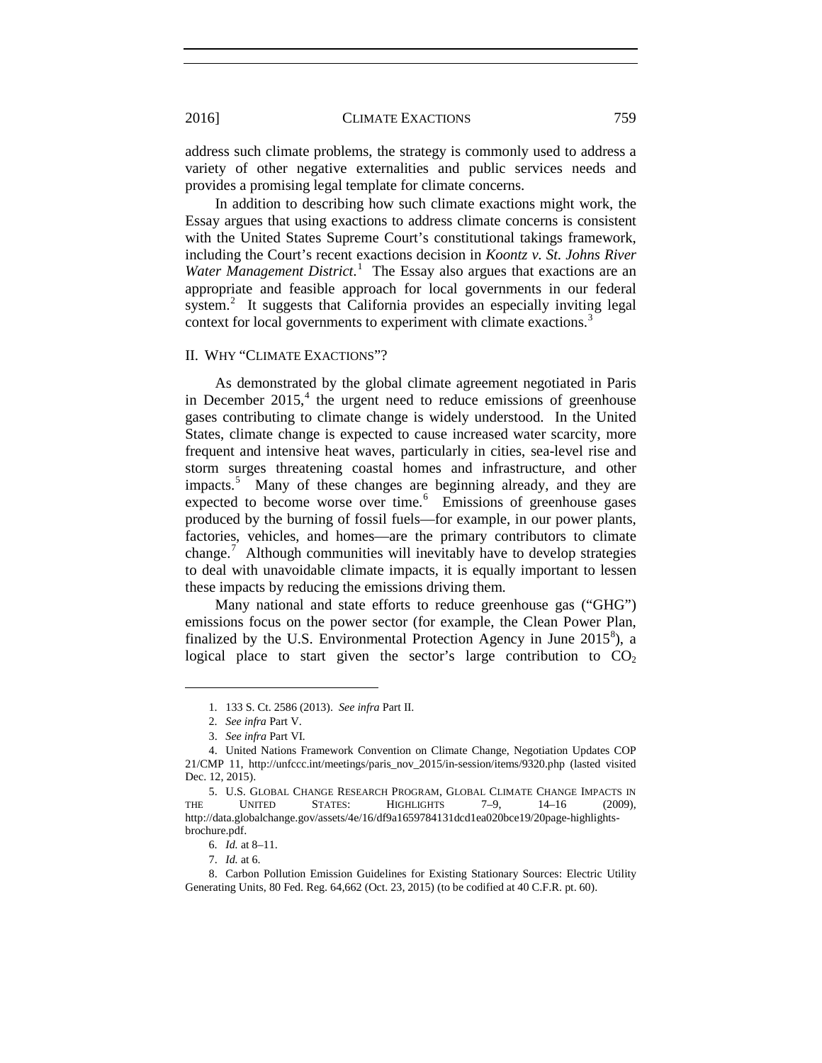address such climate problems, the strategy is commonly used to address a variety of other negative externalities and public services needs and provides a promising legal template for climate concerns.

In addition to describing how such climate exactions might work, the Essay argues that using exactions to address climate concerns is consistent with the United States Supreme Court's constitutional takings framework, including the Court's recent exactions decision in *Koontz v. St. Johns River Water Management District*.[1] The Essay also argues that exactions are an appropriate and feasible approach for local governments in our federal system.[2] It suggests that California provides an especially inviting legal context for local governments to experiment with climate exactions.[3]

## II. WHY "CLIMATE EXACTIONS"?

As demonstrated by the global climate agreement negotiated in Paris in December 2015,[4] the urgent need to reduce emissions of greenhouse gases contributing to climate change is widely understood. In the United States, climate change is expected to cause increased water scarcity, more frequent and intensive heat waves, particularly in cities, sea-level rise and storm surges threatening coastal homes and infrastructure, and other impacts.[5] Many of these changes are beginning already, and they are expected to become worse over time.[6] Emissions of greenhouse gases produced by the burning of fossil fuels—for example, in our power plants, factories, vehicles, and homes—are the primary contributors to climate change.[7] Although communities will inevitably have to develop strategies to deal with unavoidable climate impacts, it is equally important to lessen these impacts by reducing the emissions driving them.

Many national and state efforts to reduce greenhouse gas ("GHG") emissions focus on the power sector (for example, the Clean Power Plan, finalized by the U.S. Environmental Protection Agency in June 2015[8]), a logical place to start given the sector's large contribution to $CO_2$

---

1. 133 S. Ct. 2586 (2013). *See infra* Part II.

2. *See infra* Part V.

3. *See infra* Part VI.

4. United Nations Framework Convention on Climate Change, Negotiation Updates COP 21/CMP 11, http://unfccc.int/meetings/paris_nov_2015/in-session/items/9320.php (lasted visited Dec. 12, 2015).

5. U.S. GLOBAL CHANGE RESEARCH PROGRAM, GLOBAL CLIMATE CHANGE IMPACTS IN THE UNITED STATES: HIGHLIGHTS 7–9, 14–16 (2009), http://data.globalchange.gov/assets/4e/16/df9a1659784131dcd1ea020bce19/20page-highlights-brochure.pdf.

6. *Id.* at 8–11.

7. *Id.* at 6.

8. Carbon Pollution Emission Guidelines for Existing Stationary Sources: Electric Utility Generating Units, 80 Fed. Reg. 64,662 (Oct. 23, 2015) (to be codified at 40 C.F.R. pt. 60).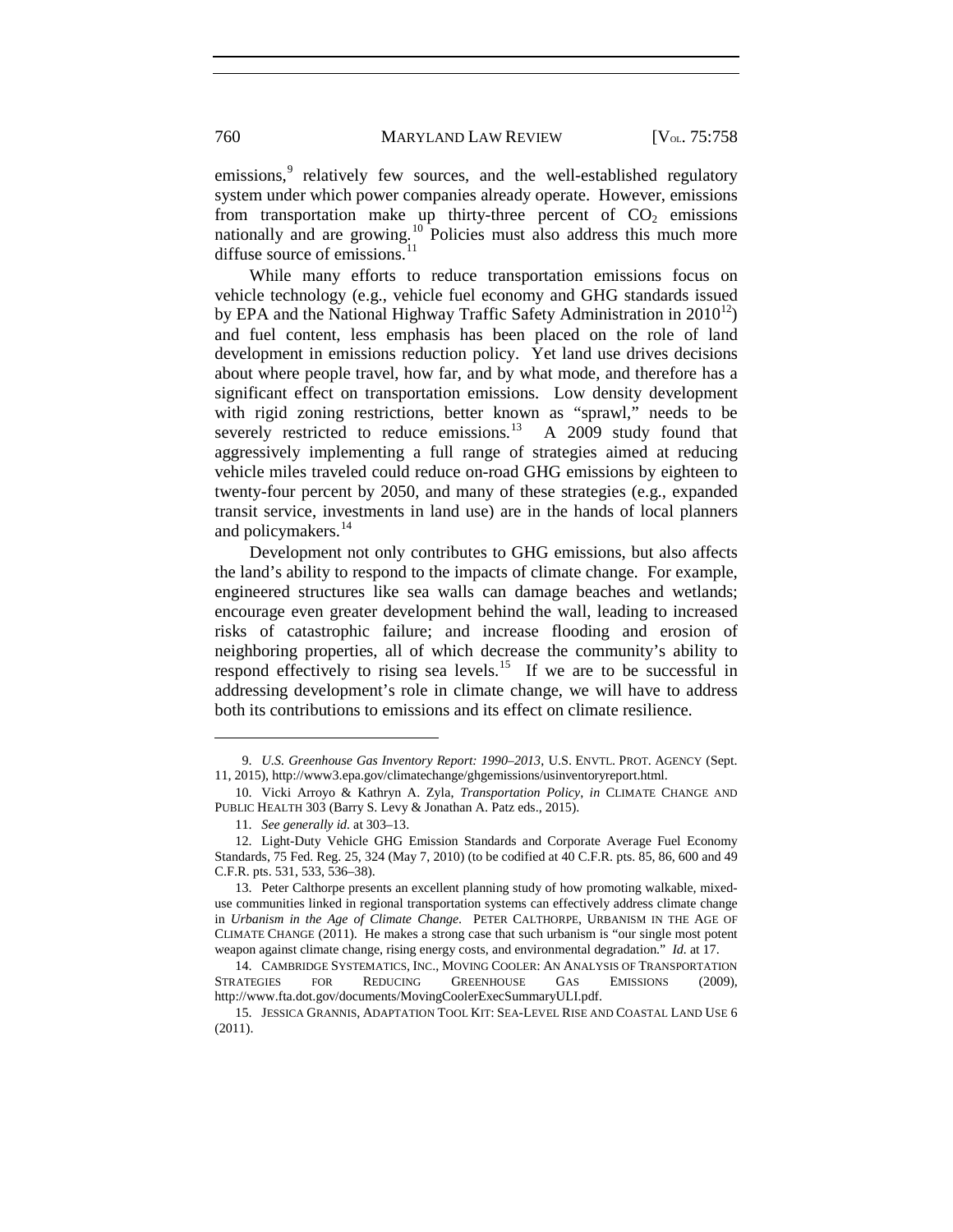emissions,[9] relatively few sources, and the well-established regulatory system under which power companies already operate. However, emissions from transportation make up thirty-three percent of $CO_2$ emissions nationally and are growing.[10] Policies must also address this much more diffuse source of emissions.[11]

While many efforts to reduce transportation emissions focus on vehicle technology (e.g., vehicle fuel economy and GHG standards issued by EPA and the National Highway Traffic Safety Administration in 2010[12]) and fuel content, less emphasis has been placed on the role of land development in emissions reduction policy. Yet land use drives decisions about where people travel, how far, and by what mode, and therefore has a significant effect on transportation emissions. Low density development with rigid zoning restrictions, better known as "sprawl," needs to be severely restricted to reduce emissions.[13] A 2009 study found that aggressively implementing a full range of strategies aimed at reducing vehicle miles traveled could reduce on-road GHG emissions by eighteen to twenty-four percent by 2050, and many of these strategies (e.g., expanded transit service, investments in land use) are in the hands of local planners and policymakers.[14]

Development not only contributes to GHG emissions, but also affects the land's ability to respond to the impacts of climate change. For example, engineered structures like sea walls can damage beaches and wetlands; encourage even greater development behind the wall, leading to increased risks of catastrophic failure; and increase flooding and erosion of neighboring properties, all of which decrease the community's ability to respond effectively to rising sea levels.[15] If we are to be successful in addressing development's role in climate change, we will have to address both its contributions to emissions and its effect on climate resilience.

---

9. *U.S. Greenhouse Gas Inventory Report: 1990–2013*, U.S. ENVTL. PROT. AGENCY (Sept. 11, 2015), http://www3.epa.gov/climatechange/ghgemissions/usinventoryreport.html.

10. Vicki Arroyo & Kathryn A. Zyla, *Transportation Policy*, *in* CLIMATE CHANGE AND PUBLIC HEALTH 303 (Barry S. Levy & Jonathan A. Patz eds., 2015).

11. *See generally id.* at 303–13.

12. Light-Duty Vehicle GHG Emission Standards and Corporate Average Fuel Economy Standards, 75 Fed. Reg. 25, 324 (May 7, 2010) (to be codified at 40 C.F.R. pts. 85, 86, 600 and 49 C.F.R. pts. 531, 533, 536–38).

13. Peter Calthorpe presents an excellent planning study of how promoting walkable, mixed-use communities linked in regional transportation systems can effectively address climate change in *Urbanism in the Age of Climate Change*. PETER CALTHORPE, URBANISM IN THE AGE OF CLIMATE CHANGE (2011). He makes a strong case that such urbanism is "our single most potent weapon against climate change, rising energy costs, and environmental degradation." *Id.* at 17.

14. CAMBRIDGE SYSTEMATICS, INC., MOVING COOLER: AN ANALYSIS OF TRANSPORTATION STRATEGIES FOR REDUCING GREENHOUSE GAS EMISSIONS (2009), http://www.fta.dot.gov/documents/MovingCoolerExecSummaryULI.pdf.

15. JESSICA GRANNIS, ADAPTATION TOOL KIT: SEA-LEVEL RISE AND COASTAL LAND USE 6 (2011).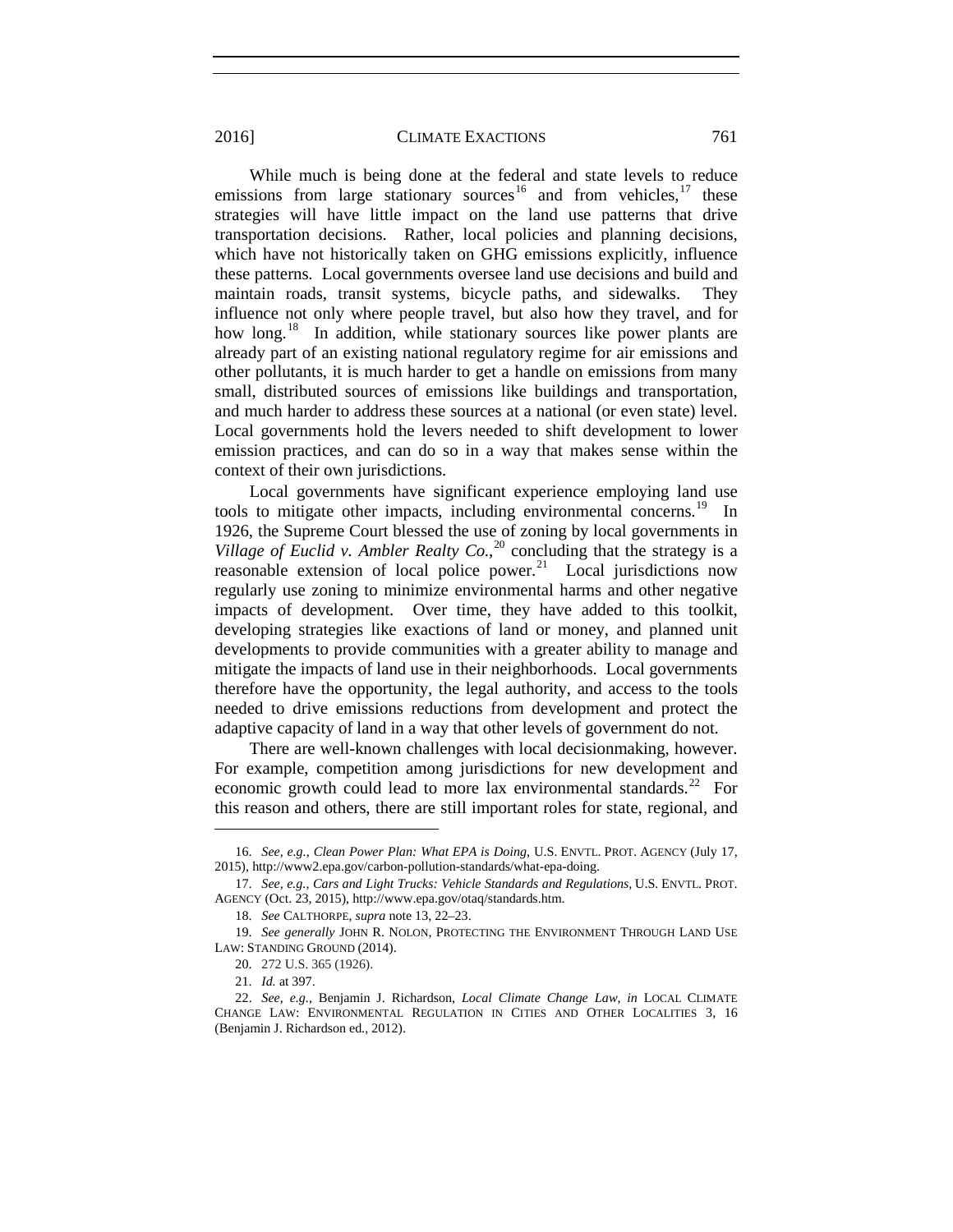While much is being done at the federal and state levels to reduce emissions from large stationary sources[16] and from vehicles,[17] these strategies will have little impact on the land use patterns that drive transportation decisions. Rather, local policies and planning decisions, which have not historically taken on GHG emissions explicitly, influence these patterns. Local governments oversee land use decisions and build and maintain roads, transit systems, bicycle paths, and sidewalks. They influence not only where people travel, but also how they travel, and for how long.[18] In addition, while stationary sources like power plants are already part of an existing national regulatory regime for air emissions and other pollutants, it is much harder to get a handle on emissions from many small, distributed sources of emissions like buildings and transportation, and much harder to address these sources at a national (or even state) level. Local governments hold the levers needed to shift development to lower emission practices, and can do so in a way that makes sense within the context of their own jurisdictions.

Local governments have significant experience employing land use tools to mitigate other impacts, including environmental concerns.[19] In 1926, the Supreme Court blessed the use of zoning by local governments in *Village of Euclid v. Ambler Realty Co.*,[20] concluding that the strategy is a reasonable extension of local police power.[21] Local jurisdictions now regularly use zoning to minimize environmental harms and other negative impacts of development. Over time, they have added to this toolkit, developing strategies like exactions of land or money, and planned unit developments to provide communities with a greater ability to manage and mitigate the impacts of land use in their neighborhoods. Local governments therefore have the opportunity, the legal authority, and access to the tools needed to drive emissions reductions from development and protect the adaptive capacity of land in a way that other levels of government do not.

There are well-known challenges with local decisionmaking, however. For example, competition among jurisdictions for new development and economic growth could lead to more lax environmental standards.[22] For this reason and others, there are still important roles for state, regional, and

---

16. *See, e.g.*, *Clean Power Plan: What EPA is Doing*, U.S. ENVTL. PROT. AGENCY (July 17, 2015), http://www2.epa.gov/carbon-pollution-standards/what-epa-doing.

17. *See, e.g.*, *Cars and Light Trucks: Vehicle Standards and Regulations*, U.S. ENVTL. PROT. AGENCY (Oct. 23, 2015), http://www.epa.gov/otaq/standards.htm.

18. *See* CALTHORPE, *supra* note 13, 22–23.

19. *See generally* JOHN R. NOLON, PROTECTING THE ENVIRONMENT THROUGH LAND USE LAW: STANDING GROUND (2014).

20. 272 U.S. 365 (1926).

21. *Id.* at 397.

22. *See, e.g.*, Benjamin J. Richardson, *Local Climate Change Law*, *in* LOCAL CLIMATE CHANGE LAW: ENVIRONMENTAL REGULATION IN CITIES AND OTHER LOCALITIES 3, 16 (Benjamin J. Richardson ed., 2012).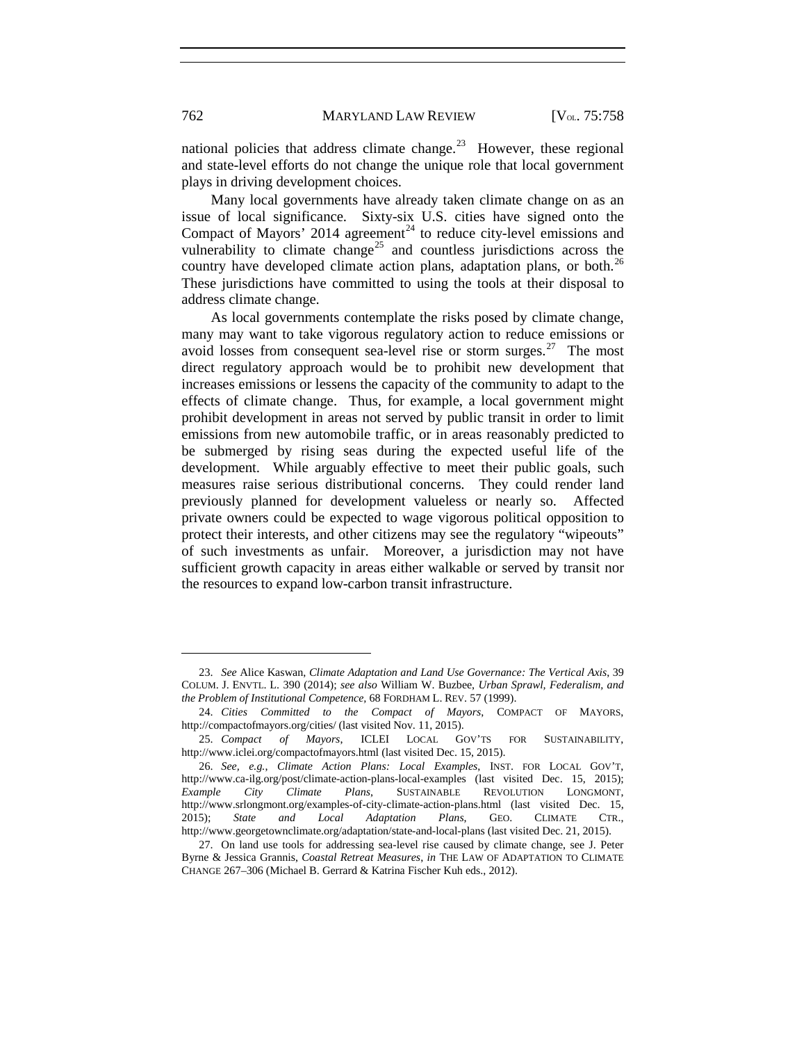national policies that address climate change.[23] However, these regional and state-level efforts do not change the unique role that local government plays in driving development choices.

Many local governments have already taken climate change on as an issue of local significance. Sixty-six U.S. cities have signed onto the Compact of Mayors' 2014 agreement[24] to reduce city-level emissions and vulnerability to climate change[25] and countless jurisdictions across the country have developed climate action plans, adaptation plans, or both.[26] These jurisdictions have committed to using the tools at their disposal to address climate change.

As local governments contemplate the risks posed by climate change, many may want to take vigorous regulatory action to reduce emissions or avoid losses from consequent sea-level rise or storm surges.[27] The most direct regulatory approach would be to prohibit new development that increases emissions or lessens the capacity of the community to adapt to the effects of climate change. Thus, for example, a local government might prohibit development in areas not served by public transit in order to limit emissions from new automobile traffic, or in areas reasonably predicted to be submerged by rising seas during the expected useful life of the development. While arguably effective to meet their public goals, such measures raise serious distributional concerns. They could render land previously planned for development valueless or nearly so. Affected private owners could be expected to wage vigorous political opposition to protect their interests, and other citizens may see the regulatory "wipeouts" of such investments as unfair. Moreover, a jurisdiction may not have sufficient growth capacity in areas either walkable or served by transit nor the resources to expand low-carbon transit infrastructure.

---

23. *See* Alice Kaswan, *Climate Adaptation and Land Use Governance: The Vertical Axis*, 39 COLUM. J. ENVTL. L. 390 (2014); *see also* William W. Buzbee, *Urban Sprawl, Federalism, and the Problem of Institutional Competence*, 68 FORDHAM L. REV. 57 (1999).

24. *Cities Committed to the Compact of Mayors*, COMPACT OF MAYORS, http://compactofmayors.org/cities/ (last visited Nov. 11, 2015).

25. *Compact of Mayors*, ICLEI LOCAL GOV'TS FOR SUSTAINABILITY, http://www.iclei.org/compactofmayors.html (last visited Dec. 15, 2015).

26. *See, e.g.*, *Climate Action Plans: Local Examples*, INST. FOR LOCAL GOV'T, http://www.ca-ilg.org/post/climate-action-plans-local-examples (last visited Dec. 15, 2015); *Example City Climate Plans*, SUSTAINABLE REVOLUTION LONGMONT, http://www.srlongmont.org/examples-of-city-climate-action-plans.html (last visited Dec. 15, 2015); *State and Local Adaptation Plans*, GEO. CLIMATE CTR., http://www.georgetownclimate.org/adaptation/state-and-local-plans (last visited Dec. 21, 2015).

27. On land use tools for addressing sea-level rise caused by climate change, see J. Peter Byrne & Jessica Grannis, *Coastal Retreat Measures*, *in* THE LAW OF ADAPTATION TO CLIMATE CHANGE 267–306 (Michael B. Gerrard & Katrina Fischer Kuh eds., 2012).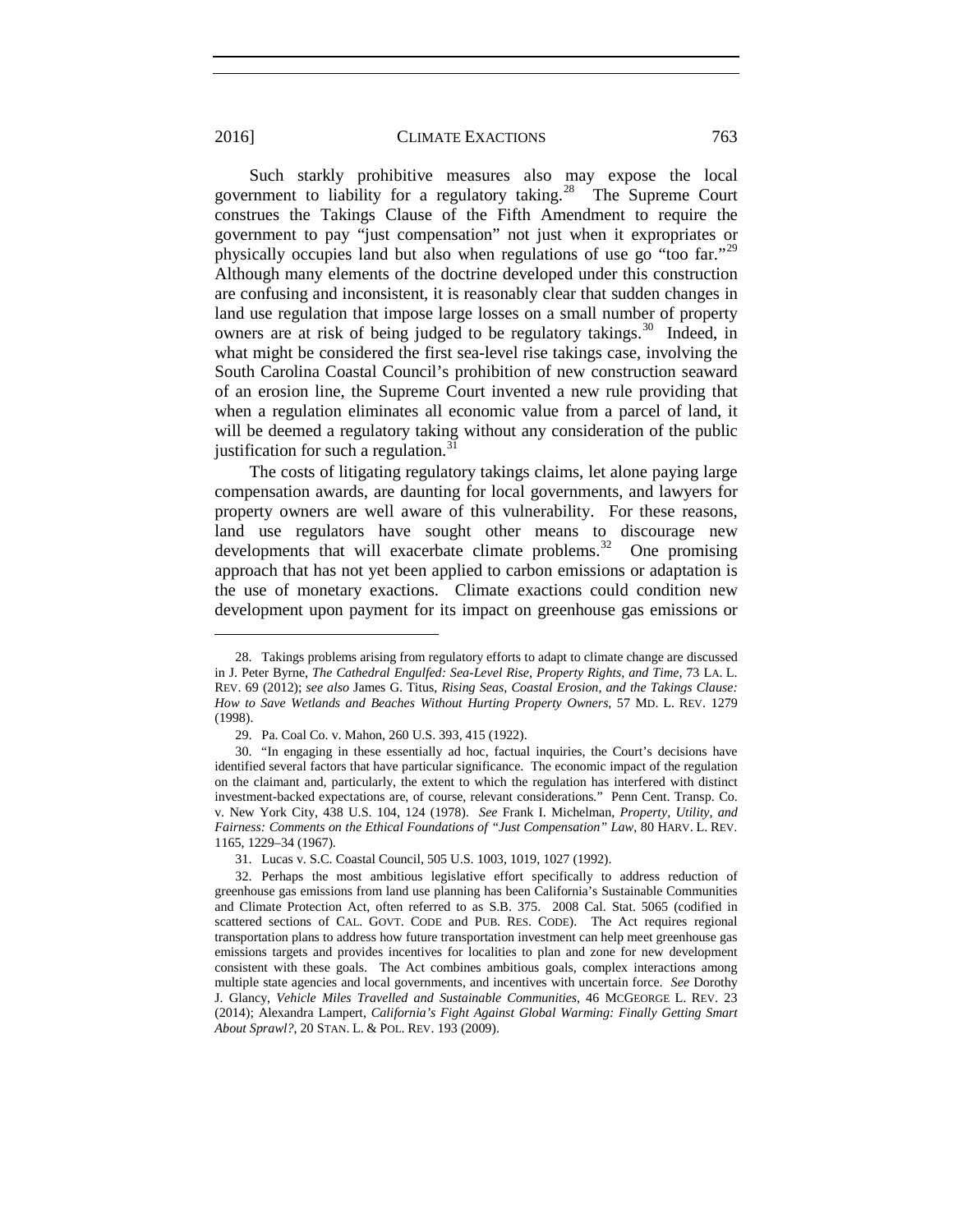Such starkly prohibitive measures also may expose the local government to liability for a regulatory taking.[28] The Supreme Court construes the Takings Clause of the Fifth Amendment to require the government to pay "just compensation" not just when it expropriates or physically occupies land but also when regulations of use go "too far."[29] Although many elements of the doctrine developed under this construction are confusing and inconsistent, it is reasonably clear that sudden changes in land use regulation that impose large losses on a small number of property owners are at risk of being judged to be regulatory takings.[30] Indeed, in what might be considered the first sea-level rise takings case, involving the South Carolina Coastal Council's prohibition of new construction seaward of an erosion line, the Supreme Court invented a new rule providing that when a regulation eliminates all economic value from a parcel of land, it will be deemed a regulatory taking without any consideration of the public justification for such a regulation.[31]

The costs of litigating regulatory takings claims, let alone paying large compensation awards, are daunting for local governments, and lawyers for property owners are well aware of this vulnerability. For these reasons, land use regulators have sought other means to discourage new developments that will exacerbate climate problems.[32] One promising approach that has not yet been applied to carbon emissions or adaptation is the use of monetary exactions. Climate exactions could condition new development upon payment for its impact on greenhouse gas emissions or

---

28. Takings problems arising from regulatory efforts to adapt to climate change are discussed in J. Peter Byrne, *The Cathedral Engulfed: Sea-Level Rise, Property Rights, and Time*, 73 LA. L. REV. 69 (2012); *see also* James G. Titus, *Rising Seas, Coastal Erosion, and the Takings Clause: How to Save Wetlands and Beaches Without Hurting Property Owners*, 57 MD. L. REV. 1279 (1998).

29. Pa. Coal Co. v. Mahon, 260 U.S. 393, 415 (1922).

30. "In engaging in these essentially ad hoc, factual inquiries, the Court's decisions have identified several factors that have particular significance. The economic impact of the regulation on the claimant and, particularly, the extent to which the regulation has interfered with distinct investment-backed expectations are, of course, relevant considerations." Penn Cent. Transp. Co. v. New York City, 438 U.S. 104, 124 (1978). *See* Frank I. Michelman, *Property, Utility, and Fairness: Comments on the Ethical Foundations of "Just Compensation" Law*, 80 HARV. L. REV. 1165, 1229–34 (1967).

31. Lucas v. S.C. Coastal Council, 505 U.S. 1003, 1019, 1027 (1992).

32. Perhaps the most ambitious legislative effort specifically to address reduction of greenhouse gas emissions from land use planning has been California's Sustainable Communities and Climate Protection Act, often referred to as S.B. 375. 2008 Cal. Stat. 5065 (codified in scattered sections of CAL. GOVT. CODE and PUB. RES. CODE). The Act requires regional transportation plans to address how future transportation investment can help meet greenhouse gas emissions targets and provides incentives for localities to plan and zone for new development consistent with these goals. The Act combines ambitious goals, complex interactions among multiple state agencies and local governments, and incentives with uncertain force. *See* Dorothy J. Glancy, *Vehicle Miles Travelled and Sustainable Communities*, 46 MCGEORGE L. REV. 23 (2014); Alexandra Lampert, *California's Fight Against Global Warming: Finally Getting Smart About Sprawl?*, 20 STAN. L. & POL. REV. 193 (2009).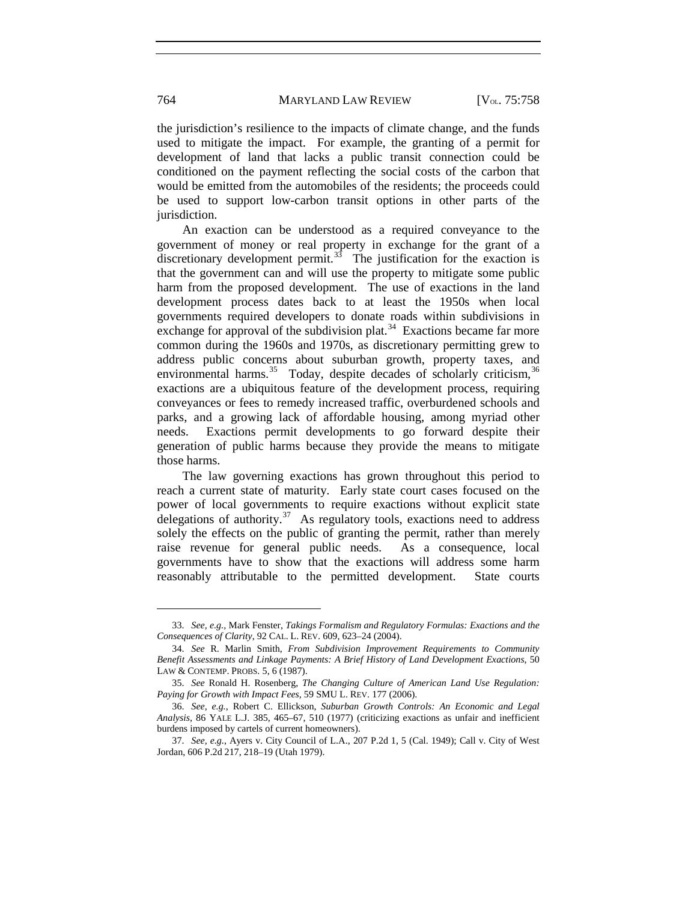the jurisdiction's resilience to the impacts of climate change, and the funds used to mitigate the impact. For example, the granting of a permit for development of land that lacks a public transit connection could be conditioned on the payment reflecting the social costs of the carbon that would be emitted from the automobiles of the residents; the proceeds could be used to support low-carbon transit options in other parts of the jurisdiction.

An exaction can be understood as a required conveyance to the government of money or real property in exchange for the grant of a discretionary development permit.[33] The justification for the exaction is that the government can and will use the property to mitigate some public harm from the proposed development. The use of exactions in the land development process dates back to at least the 1950s when local governments required developers to donate roads within subdivisions in exchange for approval of the subdivision plat.[34] Exactions became far more common during the 1960s and 1970s, as discretionary permitting grew to address public concerns about suburban growth, property taxes, and environmental harms.[35] Today, despite decades of scholarly criticism,[36] exactions are a ubiquitous feature of the development process, requiring conveyances or fees to remedy increased traffic, overburdened schools and parks, and a growing lack of affordable housing, among myriad other needs. Exactions permit developments to go forward despite their generation of public harms because they provide the means to mitigate those harms.

The law governing exactions has grown throughout this period to reach a current state of maturity. Early state court cases focused on the power of local governments to require exactions without explicit state delegations of authority.[37] As regulatory tools, exactions need to address solely the effects on the public of granting the permit, rather than merely raise revenue for general public needs. As a consequence, local governments have to show that the exactions will address some harm reasonably attributable to the permitted development. State courts

---

33. *See, e.g.*, Mark Fenster, *Takings Formalism and Regulatory Formulas: Exactions and the Consequences of Clarity*, 92 CAL. L. REV. 609, 623–24 (2004).

34. *See* R. Marlin Smith, *From Subdivision Improvement Requirements to Community Benefit Assessments and Linkage Payments: A Brief History of Land Development Exactions*, 50 LAW & CONTEMP. PROBS. 5, 6 (1987).

35. *See* Ronald H. Rosenberg, *The Changing Culture of American Land Use Regulation: Paying for Growth with Impact Fees*, 59 SMU L. REV. 177 (2006).

36. *See, e.g.*, Robert C. Ellickson, *Suburban Growth Controls: An Economic and Legal Analysis*, 86 YALE L.J. 385, 465–67, 510 (1977) (criticizing exactions as unfair and inefficient burdens imposed by cartels of current homeowners).

37. *See, e.g.*, Ayers v. City Council of L.A., 207 P.2d 1, 5 (Cal. 1949); Call v. City of West Jordan, 606 P.2d 217, 218–19 (Utah 1979).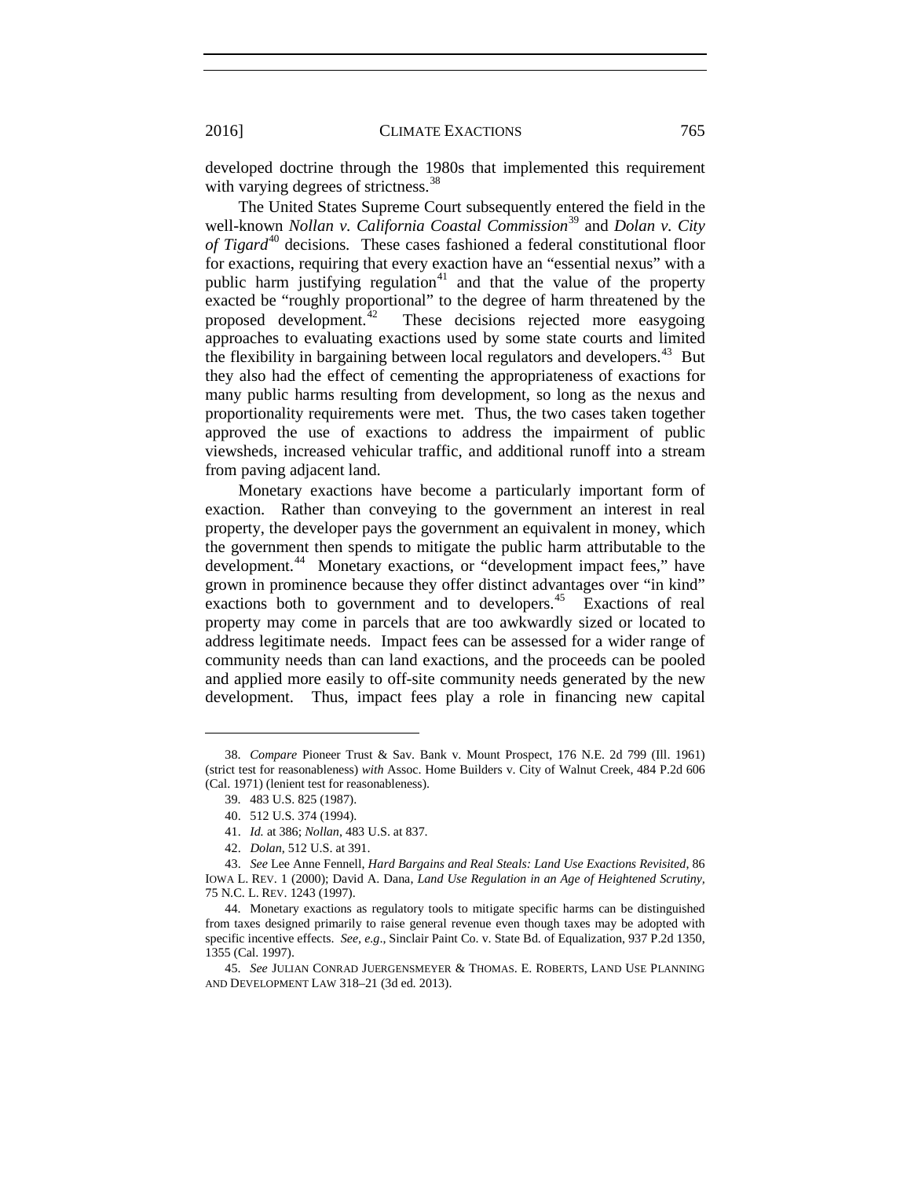developed doctrine through the 1980s that implemented this requirement with varying degrees of strictness.[38]

The United States Supreme Court subsequently entered the field in the well-known *Nollan v. California Coastal Commission*[39] and *Dolan v. City of Tigard*[40] decisions. These cases fashioned a federal constitutional floor for exactions, requiring that every exaction have an "essential nexus" with a public harm justifying regulation[41] and that the value of the property exacted be "roughly proportional" to the degree of harm threatened by the proposed development.[42] These decisions rejected more easygoing approaches to evaluating exactions used by some state courts and limited the flexibility in bargaining between local regulators and developers.[43] But they also had the effect of cementing the appropriateness of exactions for many public harms resulting from development, so long as the nexus and proportionality requirements were met. Thus, the two cases taken together approved the use of exactions to address the impairment of public viewsheds, increased vehicular traffic, and additional runoff into a stream from paving adjacent land.

Monetary exactions have become a particularly important form of exaction. Rather than conveying to the government an interest in real property, the developer pays the government an equivalent in money, which the government then spends to mitigate the public harm attributable to the development.[44] Monetary exactions, or "development impact fees," have grown in prominence because they offer distinct advantages over "in kind" exactions both to government and to developers.[45] Exactions of real property may come in parcels that are too awkwardly sized or located to address legitimate needs. Impact fees can be assessed for a wider range of community needs than can land exactions, and the proceeds can be pooled and applied more easily to off-site community needs generated by the new development. Thus, impact fees play a role in financing new capital

---

38. *Compare* Pioneer Trust & Sav. Bank v. Mount Prospect, 176 N.E. 2d 799 (Ill. 1961) (strict test for reasonableness) *with* Assoc. Home Builders v. City of Walnut Creek, 484 P.2d 606 (Cal. 1971) (lenient test for reasonableness).

39. 483 U.S. 825 (1987).

40. 512 U.S. 374 (1994).

41. *Id.* at 386; *Nollan*, 483 U.S. at 837.

42. *Dolan*, 512 U.S. at 391.

43. *See* Lee Anne Fennell, *Hard Bargains and Real Steals: Land Use Exactions Revisited*, 86 IOWA L. REV. 1 (2000); David A. Dana, *Land Use Regulation in an Age of Heightened Scrutiny*, 75 N.C. L. REV. 1243 (1997).

44. Monetary exactions as regulatory tools to mitigate specific harms can be distinguished from taxes designed primarily to raise general revenue even though taxes may be adopted with specific incentive effects. *See, e.g*., Sinclair Paint Co. v. State Bd. of Equalization, 937 P.2d 1350, 1355 (Cal. 1997).

45. *See* JULIAN CONRAD JUERGENSMEYER & THOMAS. E. ROBERTS, LAND USE PLANNING AND DEVELOPMENT LAW 318–21 (3d ed. 2013).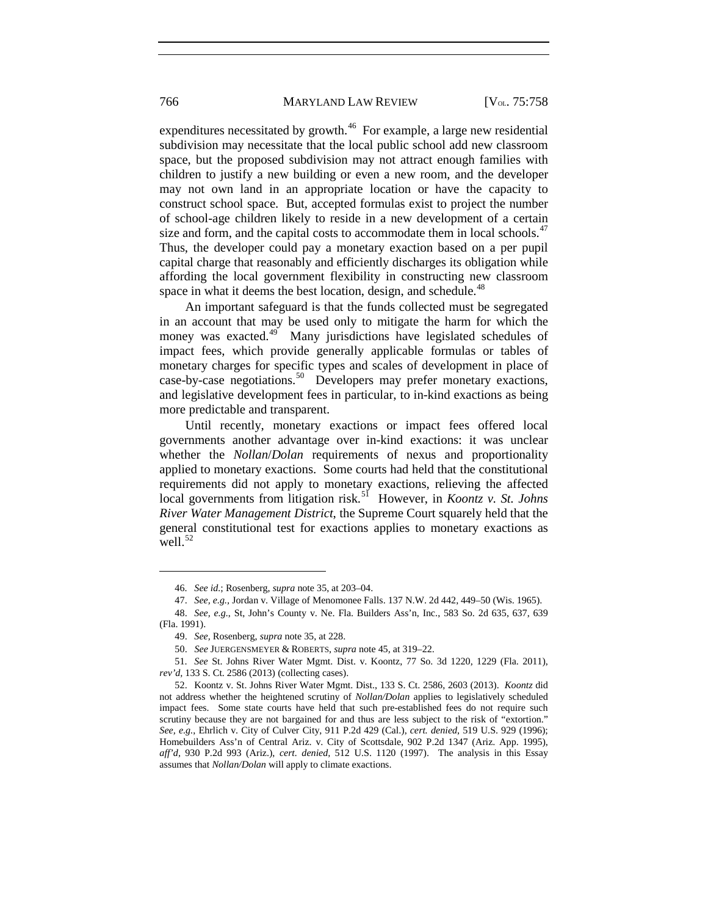expenditures necessitated by growth.[46] For example, a large new residential subdivision may necessitate that the local public school add new classroom space, but the proposed subdivision may not attract enough families with children to justify a new building or even a new room, and the developer may not own land in an appropriate location or have the capacity to construct school space. But, accepted formulas exist to project the number of school-age children likely to reside in a new development of a certain size and form, and the capital costs to accommodate them in local schools.[47] Thus, the developer could pay a monetary exaction based on a per pupil capital charge that reasonably and efficiently discharges its obligation while affording the local government flexibility in constructing new classroom space in what it deems the best location, design, and schedule.[48]

An important safeguard is that the funds collected must be segregated in an account that may be used only to mitigate the harm for which the money was exacted.[49] Many jurisdictions have legislated schedules of impact fees, which provide generally applicable formulas or tables of monetary charges for specific types and scales of development in place of case-by-case negotiations.[50] Developers may prefer monetary exactions, and legislative development fees in particular, to in-kind exactions as being more predictable and transparent.

Until recently, monetary exactions or impact fees offered local governments another advantage over in-kind exactions: it was unclear whether the *Nollan*/*Dolan* requirements of nexus and proportionality applied to monetary exactions. Some courts had held that the constitutional requirements did not apply to monetary exactions, relieving the affected local governments from litigation risk.[51] However, in *Koontz v. St. Johns River Water Management District*, the Supreme Court squarely held that the general constitutional test for exactions applies to monetary exactions as well.[52]

---

46. *See id.*; Rosenberg, *supra* note 35, at 203–04.

47. *See, e.g.*, Jordan v. Village of Menomonee Falls. 137 N.W. 2d 442, 449–50 (Wis. 1965).

48. *See, e.g.*, St, John's County v. Ne. Fla. Builders Ass'n, Inc., 583 So. 2d 635, 637, 639 (Fla. 1991).

49. *See*, Rosenberg, *supra* note 35, at 228.

50. *See* JUERGENSMEYER & ROBERTS, *supra* note 45, at 319–22.

51. *See* St. Johns River Water Mgmt. Dist. v. Koontz, 77 So. 3d 1220, 1229 (Fla. 2011), *rev'd*, 133 S. Ct. 2586 (2013) (collecting cases).

52. Koontz v. St. Johns River Water Mgmt. Dist., 133 S. Ct. 2586, 2603 (2013). *Koontz* did not address whether the heightened scrutiny of *Nollan/Dolan* applies to legislatively scheduled impact fees. Some state courts have held that such pre-established fees do not require such scrutiny because they are not bargained for and thus are less subject to the risk of "extortion." *See, e.g.*, Ehrlich v. City of Culver City, 911 P.2d 429 (Cal.), *cert. denied*, 519 U.S. 929 (1996); Homebuilders Ass'n of Central Ariz. v. City of Scottsdale, 902 P.2d 1347 (Ariz. App. 1995), *aff'd*, 930 P.2d 993 (Ariz.), *cert. denied*, 512 U.S. 1120 (1997). The analysis in this Essay assumes that *Nollan/Dolan* will apply to climate exactions.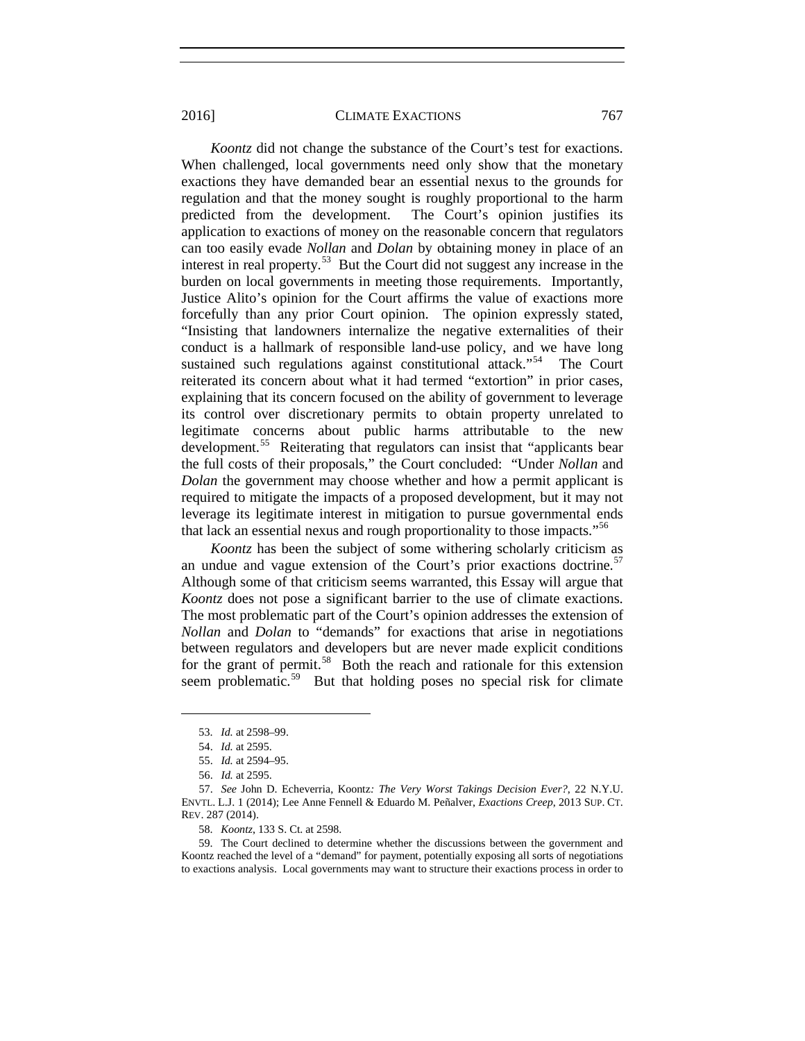*Koontz* did not change the substance of the Court's test for exactions. When challenged, local governments need only show that the monetary exactions they have demanded bear an essential nexus to the grounds for regulation and that the money sought is roughly proportional to the harm predicted from the development. The Court's opinion justifies its application to exactions of money on the reasonable concern that regulators can too easily evade *Nollan* and *Dolan* by obtaining money in place of an interest in real property.[53] But the Court did not suggest any increase in the burden on local governments in meeting those requirements. Importantly, Justice Alito's opinion for the Court affirms the value of exactions more forcefully than any prior Court opinion. The opinion expressly stated, "Insisting that landowners internalize the negative externalities of their conduct is a hallmark of responsible land-use policy, and we have long sustained such regulations against constitutional attack."[54] The Court reiterated its concern about what it had termed "extortion" in prior cases, explaining that its concern focused on the ability of government to leverage its control over discretionary permits to obtain property unrelated to legitimate concerns about public harms attributable to the new development.[55] Reiterating that regulators can insist that "applicants bear the full costs of their proposals," the Court concluded: "Under *Nollan* and *Dolan* the government may choose whether and how a permit applicant is required to mitigate the impacts of a proposed development, but it may not leverage its legitimate interest in mitigation to pursue governmental ends that lack an essential nexus and rough proportionality to those impacts."[56]

*Koontz* has been the subject of some withering scholarly criticism as an undue and vague extension of the Court's prior exactions doctrine.[57] Although some of that criticism seems warranted, this Essay will argue that *Koontz* does not pose a significant barrier to the use of climate exactions. The most problematic part of the Court's opinion addresses the extension of *Nollan* and *Dolan* to "demands" for exactions that arise in negotiations between regulators and developers but are never made explicit conditions for the grant of permit.[58] Both the reach and rationale for this extension seem problematic.[59] But that holding poses no special risk for climate

---

53. *Id.* at 2598–99.

54. *Id.* at 2595.

55. *Id.* at 2594–95.

56. *Id.* at 2595.

57. *See* John D. Echeverria, Koontz*: The Very Worst Takings Decision Ever?*, 22 N.Y.U. ENVTL. L.J. 1 (2014); Lee Anne Fennell & Eduardo M. Peñalver, *Exactions Creep*, 2013 SUP. CT. REV. 287 (2014).

58. *Koontz*, 133 S. Ct. at 2598.

59. The Court declined to determine whether the discussions between the government and Koontz reached the level of a "demand" for payment, potentially exposing all sorts of negotiations to exactions analysis. Local governments may want to structure their exactions process in order to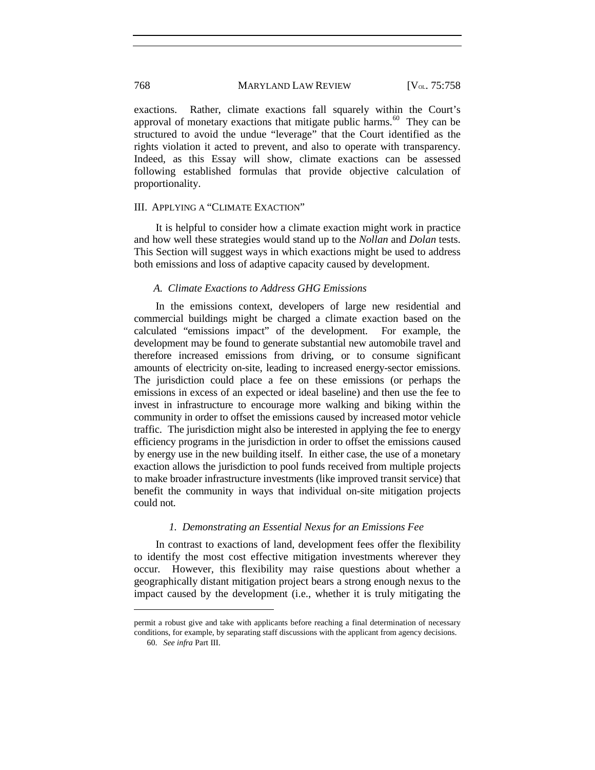exactions. Rather, climate exactions fall squarely within the Court's approval of monetary exactions that mitigate public harms.[60] They can be structured to avoid the undue "leverage" that the Court identified as the rights violation it acted to prevent, and also to operate with transparency. Indeed, as this Essay will show, climate exactions can be assessed following established formulas that provide objective calculation of proportionality.

## III. Applying a "Climate Exaction"

It is helpful to consider how a climate exaction might work in practice and how well these strategies would stand up to the *Nollan* and *Dolan* tests. This Section will suggest ways in which exactions might be used to address both emissions and loss of adaptive capacity caused by development.

### *A. Climate Exactions to Address GHG Emissions*

In the emissions context, developers of large new residential and commercial buildings might be charged a climate exaction based on the calculated "emissions impact" of the development. For example, the development may be found to generate substantial new automobile travel and therefore increased emissions from driving, or to consume significant amounts of electricity on-site, leading to increased energy-sector emissions. The jurisdiction could place a fee on these emissions (or perhaps the emissions in excess of an expected or ideal baseline) and then use the fee to invest in infrastructure to encourage more walking and biking within the community in order to offset the emissions caused by increased motor vehicle traffic. The jurisdiction might also be interested in applying the fee to energy efficiency programs in the jurisdiction in order to offset the emissions caused by energy use in the new building itself. In either case, the use of a monetary exaction allows the jurisdiction to pool funds received from multiple projects to make broader infrastructure investments (like improved transit service) that benefit the community in ways that individual on-site mitigation projects could not.

#### *1. Demonstrating an Essential Nexus for an Emissions Fee*

In contrast to exactions of land, development fees offer the flexibility to identify the most cost effective mitigation investments wherever they occur. However, this flexibility may raise questions about whether a geographically distant mitigation project bears a strong enough nexus to the impact caused by the development (i.e., whether it is truly mitigating the

---

permit a robust give and take with applicants before reaching a final determination of necessary conditions, for example, by separating staff discussions with the applicant from agency decisions.

60. *See infra* Part III.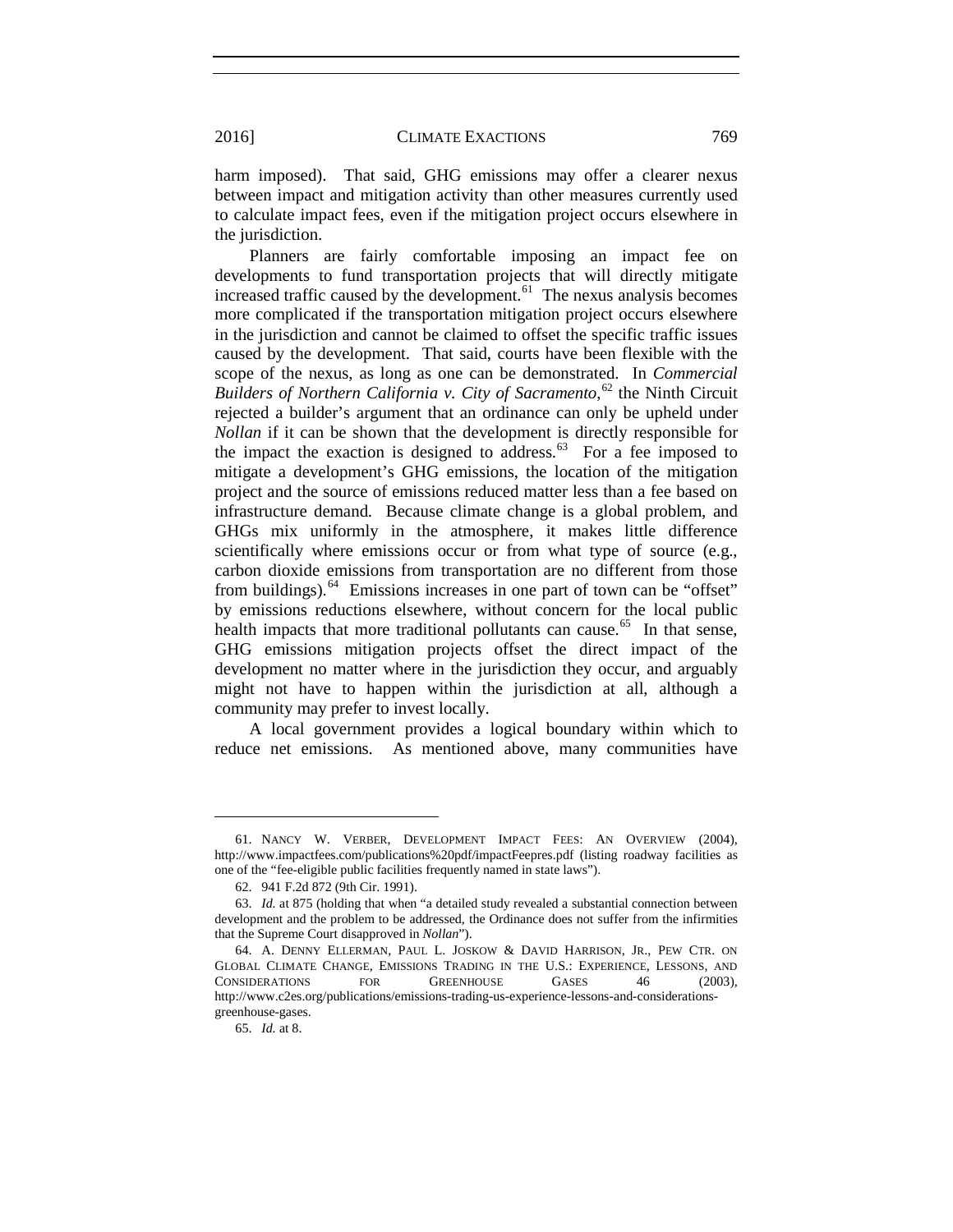harm imposed). That said, GHG emissions may offer a clearer nexus between impact and mitigation activity than other measures currently used to calculate impact fees, even if the mitigation project occurs elsewhere in the jurisdiction.

Planners are fairly comfortable imposing an impact fee on developments to fund transportation projects that will directly mitigate increased traffic caused by the development.[61] The nexus analysis becomes more complicated if the transportation mitigation project occurs elsewhere in the jurisdiction and cannot be claimed to offset the specific traffic issues caused by the development. That said, courts have been flexible with the scope of the nexus, as long as one can be demonstrated. In *Commercial Builders of Northern California v. City of Sacramento*,[62] the Ninth Circuit rejected a builder's argument that an ordinance can only be upheld under *Nollan* if it can be shown that the development is directly responsible for the impact the exaction is designed to address.[63] For a fee imposed to mitigate a development's GHG emissions, the location of the mitigation project and the source of emissions reduced matter less than a fee based on infrastructure demand. Because climate change is a global problem, and GHGs mix uniformly in the atmosphere, it makes little difference scientifically where emissions occur or from what type of source (e.g., carbon dioxide emissions from transportation are no different from those from buildings).[64] Emissions increases in one part of town can be "offset" by emissions reductions elsewhere, without concern for the local public health impacts that more traditional pollutants can cause.[65] In that sense, GHG emissions mitigation projects offset the direct impact of the development no matter where in the jurisdiction they occur, and arguably might not have to happen within the jurisdiction at all, although a community may prefer to invest locally.

A local government provides a logical boundary within which to reduce net emissions. As mentioned above, many communities have

---

61. NANCY W. VERBER, DEVELOPMENT IMPACT FEES: AN OVERVIEW (2004), http://www.impactfees.com/publications%20pdf/impactFeepres.pdf (listing roadway facilities as one of the "fee-eligible public facilities frequently named in state laws").

62. 941 F.2d 872 (9th Cir. 1991).

63. *Id.* at 875 (holding that when "a detailed study revealed a substantial connection between development and the problem to be addressed, the Ordinance does not suffer from the infirmities that the Supreme Court disapproved in *Nollan*").

64. A. DENNY ELLERMAN, PAUL L. JOSKOW & DAVID HARRISON, JR., PEW CTR. ON GLOBAL CLIMATE CHANGE, EMISSIONS TRADING IN THE U.S.: EXPERIENCE, LESSONS, AND CONSIDERATIONS FOR GREENHOUSE GASES 46 (2003), http://www.c2es.org/publications/emissions-trading-us-experience-lessons-and-considerations-greenhouse-gases.

65. *Id.* at 8.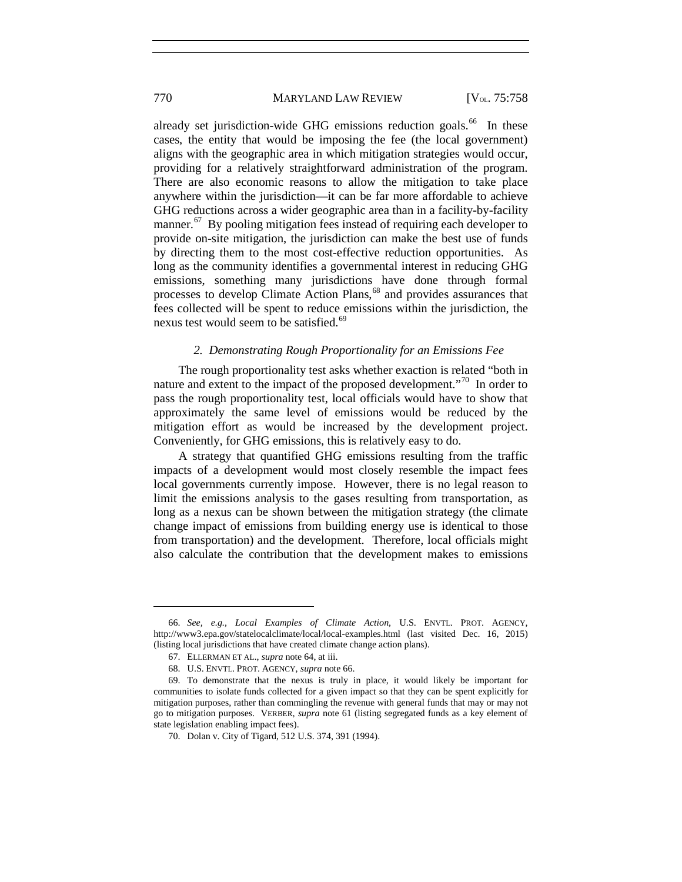already set jurisdiction-wide GHG emissions reduction goals.[66] In these cases, the entity that would be imposing the fee (the local government) aligns with the geographic area in which mitigation strategies would occur, providing for a relatively straightforward administration of the program. There are also economic reasons to allow the mitigation to take place anywhere within the jurisdiction—it can be far more affordable to achieve GHG reductions across a wider geographic area than in a facility-by-facility manner.[67] By pooling mitigation fees instead of requiring each developer to provide on-site mitigation, the jurisdiction can make the best use of funds by directing them to the most cost-effective reduction opportunities. As long as the community identifies a governmental interest in reducing GHG emissions, something many jurisdictions have done through formal processes to develop Climate Action Plans,[68] and provides assurances that fees collected will be spent to reduce emissions within the jurisdiction, the nexus test would seem to be satisfied.[69]

#### *2. Demonstrating Rough Proportionality for an Emissions Fee*

The rough proportionality test asks whether exaction is related "both in nature and extent to the impact of the proposed development."[70] In order to pass the rough proportionality test, local officials would have to show that approximately the same level of emissions would be reduced by the mitigation effort as would be increased by the development project. Conveniently, for GHG emissions, this is relatively easy to do.

A strategy that quantified GHG emissions resulting from the traffic impacts of a development would most closely resemble the impact fees local governments currently impose. However, there is no legal reason to limit the emissions analysis to the gases resulting from transportation, as long as a nexus can be shown between the mitigation strategy (the climate change impact of emissions from building energy use is identical to those from transportation) and the development. Therefore, local officials might also calculate the contribution that the development makes to emissions

---

66. *See, e.g.*, *Local Examples of Climate Action*, U.S. ENVTL. PROT. AGENCY, http://www3.epa.gov/statelocalclimate/local/local-examples.html (last visited Dec. 16, 2015) (listing local jurisdictions that have created climate change action plans).

67. ELLERMAN ET AL., *supra* note 64, at iii.

68. U.S. ENVTL. PROT. AGENCY, *supra* note 66.

69. To demonstrate that the nexus is truly in place, it would likely be important for communities to isolate funds collected for a given impact so that they can be spent explicitly for mitigation purposes, rather than commingling the revenue with general funds that may or may not go to mitigation purposes. VERBER, *supra* note 61 (listing segregated funds as a key element of state legislation enabling impact fees).

70. Dolan v. City of Tigard, 512 U.S. 374, 391 (1994).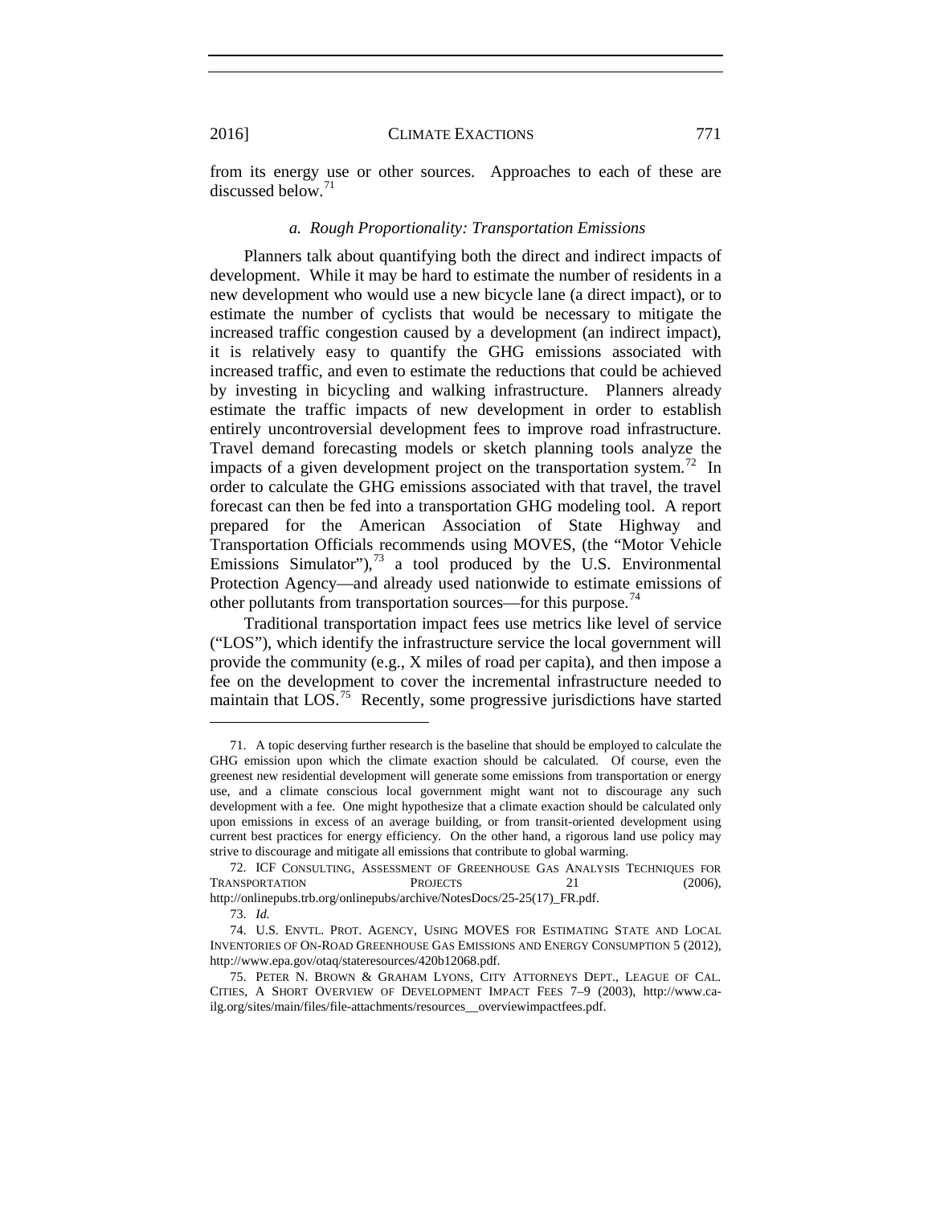from its energy use or other sources. Approaches to each of these are discussed below.[71]

### *a. Rough Proportionality: Transportation Emissions*

Planners talk about quantifying both the direct and indirect impacts of development. While it may be hard to estimate the number of residents in a new development who would use a new bicycle lane (a direct impact), or to estimate the number of cyclists that would be necessary to mitigate the increased traffic congestion caused by a development (an indirect impact), it is relatively easy to quantify the GHG emissions associated with increased traffic, and even to estimate the reductions that could be achieved by investing in bicycling and walking infrastructure. Planners already estimate the traffic impacts of new development in order to establish entirely uncontroversial development fees to improve road infrastructure. Travel demand forecasting models or sketch planning tools analyze the impacts of a given development project on the transportation system.[72] In order to calculate the GHG emissions associated with that travel, the travel forecast can then be fed into a transportation GHG modeling tool. A report prepared for the American Association of State Highway and Transportation Officials recommends using MOVES, (the "Motor Vehicle Emissions Simulator"),[73] a tool produced by the U.S. Environmental Protection Agency—and already used nationwide to estimate emissions of other pollutants from transportation sources—for this purpose.[74]

Traditional transportation impact fees use metrics like level of service ("LOS"), which identify the infrastructure service the local government will provide the community (e.g., X miles of road per capita), and then impose a fee on the development to cover the incremental infrastructure needed to maintain that LOS.[75] Recently, some progressive jurisdictions have started

---

71. A topic deserving further research is the baseline that should be employed to calculate the GHG emission upon which the climate exaction should be calculated. Of course, even the greenest new residential development will generate some emissions from transportation or energy use, and a climate conscious local government might want not to discourage any such development with a fee. One might hypothesize that a climate exaction should be calculated only upon emissions in excess of an average building, or from transit-oriented development using current best practices for energy efficiency. On the other hand, a rigorous land use policy may strive to discourage and mitigate all emissions that contribute to global warming.

72. ICF CONSULTING, ASSESSMENT OF GREENHOUSE GAS ANALYSIS TECHNIQUES FOR TRANSPORTATION PROJECTS 21 (2006), http://onlinepubs.trb.org/onlinepubs/archive/NotesDocs/25-25(17)_FR.pdf.

73. *Id.*

74. U.S. ENVTL. PROT. AGENCY, USING MOVES FOR ESTIMATING STATE AND LOCAL INVENTORIES OF ON-ROAD GREENHOUSE GAS EMISSIONS AND ENERGY CONSUMPTION 5 (2012), http://www.epa.gov/otaq/stateresources/420b12068.pdf.

75. PETER N. BROWN & GRAHAM LYONS, CITY ATTORNEYS DEPT., LEAGUE OF CAL. CITIES, A SHORT OVERVIEW OF DEVELOPMENT IMPACT FEES 7–9 (2003), http://www.ca-ilg.org/sites/main/files/file-attachments/resources__overviewimpactfees.pdf.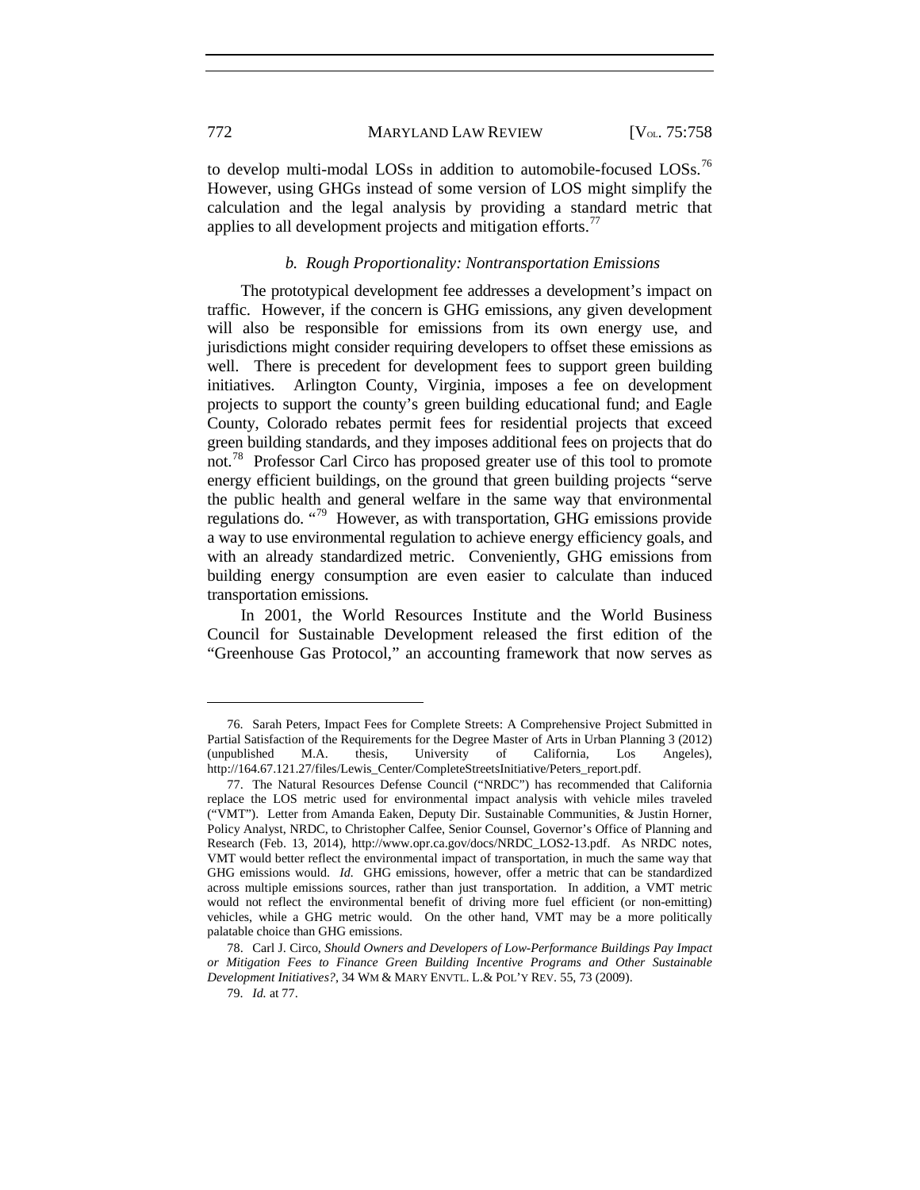to develop multi-modal LOSs in addition to automobile-focused LOSs.[76] However, using GHGs instead of some version of LOS might simplify the calculation and the legal analysis by providing a standard metric that applies to all development projects and mitigation efforts.[77]

### *b. Rough Proportionality: Nontransportation Emissions*

The prototypical development fee addresses a development's impact on traffic. However, if the concern is GHG emissions, any given development will also be responsible for emissions from its own energy use, and jurisdictions might consider requiring developers to offset these emissions as well. There is precedent for development fees to support green building initiatives. Arlington County, Virginia, imposes a fee on development projects to support the county's green building educational fund; and Eagle County, Colorado rebates permit fees for residential projects that exceed green building standards, and they imposes additional fees on projects that do not.[78] Professor Carl Circo has proposed greater use of this tool to promote energy efficient buildings, on the ground that green building projects "serve the public health and general welfare in the same way that environmental regulations do. "[79] However, as with transportation, GHG emissions provide a way to use environmental regulation to achieve energy efficiency goals, and with an already standardized metric. Conveniently, GHG emissions from building energy consumption are even easier to calculate than induced transportation emissions.

In 2001, the World Resources Institute and the World Business Council for Sustainable Development released the first edition of the "Greenhouse Gas Protocol," an accounting framework that now serves as

---

76. Sarah Peters, Impact Fees for Complete Streets: A Comprehensive Project Submitted in Partial Satisfaction of the Requirements for the Degree Master of Arts in Urban Planning 3 (2012) (unpublished M.A. thesis, University of California, Los Angeles), http://164.67.121.27/files/Lewis_Center/CompleteStreetsInitiative/Peters_report.pdf.

77. The Natural Resources Defense Council ("NRDC") has recommended that California replace the LOS metric used for environmental impact analysis with vehicle miles traveled ("VMT"). Letter from Amanda Eaken, Deputy Dir. Sustainable Communities, & Justin Horner, Policy Analyst, NRDC, to Christopher Calfee, Senior Counsel, Governor's Office of Planning and Research (Feb. 13, 2014), http://www.opr.ca.gov/docs/NRDC_LOS2-13.pdf. As NRDC notes, VMT would better reflect the environmental impact of transportation, in much the same way that GHG emissions would. *Id.* GHG emissions, however, offer a metric that can be standardized across multiple emissions sources, rather than just transportation. In addition, a VMT metric would not reflect the environmental benefit of driving more fuel efficient (or non-emitting) vehicles, while a GHG metric would. On the other hand, VMT may be a more politically palatable choice than GHG emissions.

78. Carl J. Circo, *Should Owners and Developers of Low-Performance Buildings Pay Impact or Mitigation Fees to Finance Green Building Incentive Programs and Other Sustainable Development Initiatives?*, 34 WM & MARY ENVTL. L.& POL'Y REV. 55, 73 (2009).

79. *Id.* at 77.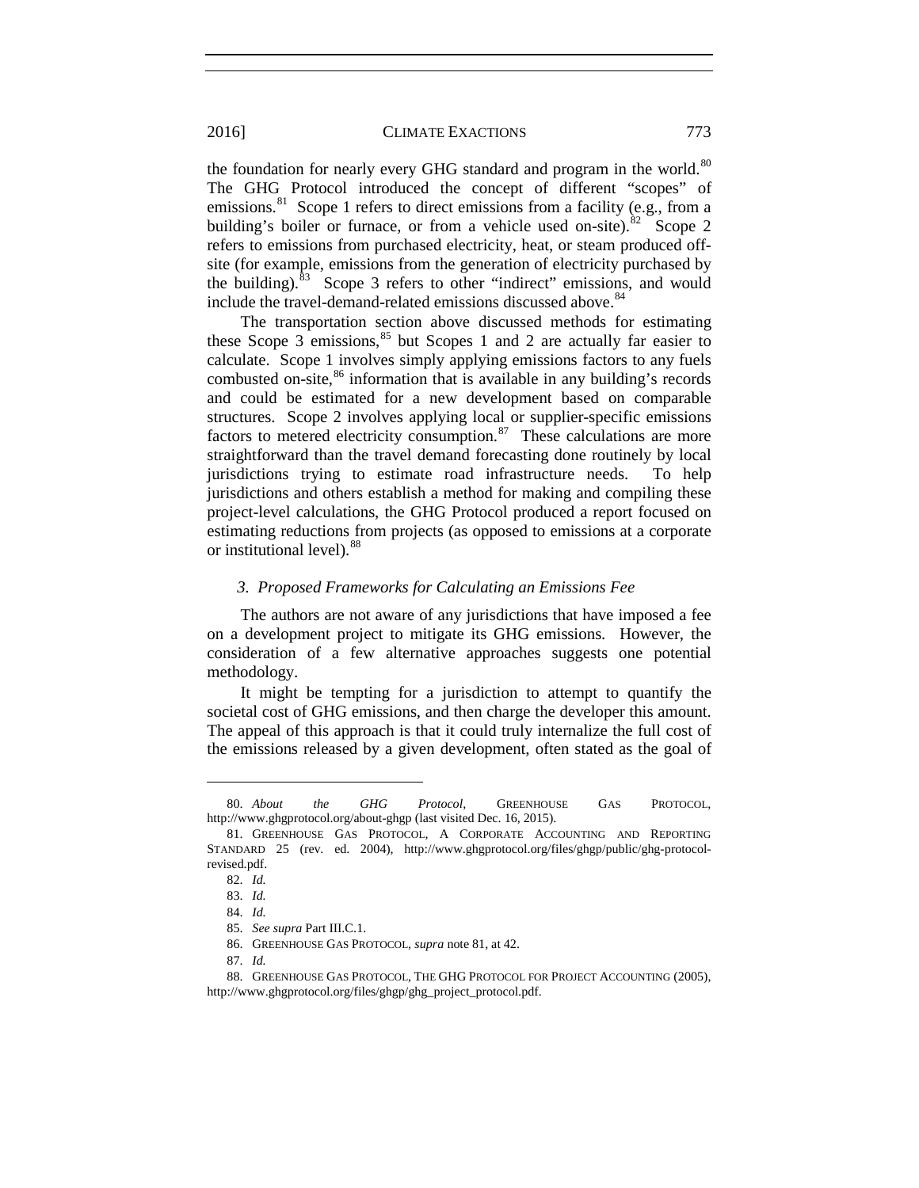the foundation for nearly every GHG standard and program in the world.[80] The GHG Protocol introduced the concept of different "scopes" of emissions.[81] Scope 1 refers to direct emissions from a facility (e.g., from a building's boiler or furnace, or from a vehicle used on-site).[82] Scope 2 refers to emissions from purchased electricity, heat, or steam produced off-site (for example, emissions from the generation of electricity purchased by the building).[83] Scope 3 refers to other "indirect" emissions, and would include the travel-demand-related emissions discussed above.[84]

The transportation section above discussed methods for estimating these Scope 3 emissions,[85] but Scopes 1 and 2 are actually far easier to calculate. Scope 1 involves simply applying emissions factors to any fuels combusted on-site,[86] information that is available in any building's records and could be estimated for a new development based on comparable structures. Scope 2 involves applying local or supplier-specific emissions factors to metered electricity consumption.[87] These calculations are more straightforward than the travel demand forecasting done routinely by local jurisdictions trying to estimate road infrastructure needs. To help jurisdictions and others establish a method for making and compiling these project-level calculations, the GHG Protocol produced a report focused on estimating reductions from projects (as opposed to emissions at a corporate or institutional level).[88]

### *3. Proposed Frameworks for Calculating an Emissions Fee*

The authors are not aware of any jurisdictions that have imposed a fee on a development project to mitigate its GHG emissions. However, the consideration of a few alternative approaches suggests one potential methodology.

It might be tempting for a jurisdiction to attempt to quantify the societal cost of GHG emissions, and then charge the developer this amount. The appeal of this approach is that it could truly internalize the full cost of the emissions released by a given development, often stated as the goal of

---

80. *About the GHG Protocol*, GREENHOUSE GAS PROTOCOL, http://www.ghgprotocol.org/about-ghgp (last visited Dec. 16, 2015).

81. GREENHOUSE GAS PROTOCOL, A CORPORATE ACCOUNTING AND REPORTING STANDARD 25 (rev. ed. 2004), http://www.ghgprotocol.org/files/ghgp/public/ghg-protocol-revised.pdf.

82. *Id.*

83. *Id.*

84. *Id.*

85. *See supra* Part III.C.1.

86. GREENHOUSE GAS PROTOCOL, *supra* note 81, at 42.

87. *Id.*

88. GREENHOUSE GAS PROTOCOL, THE GHG PROTOCOL FOR PROJECT ACCOUNTING (2005), http://www.ghgprotocol.org/files/ghgp/ghg_project_protocol.pdf.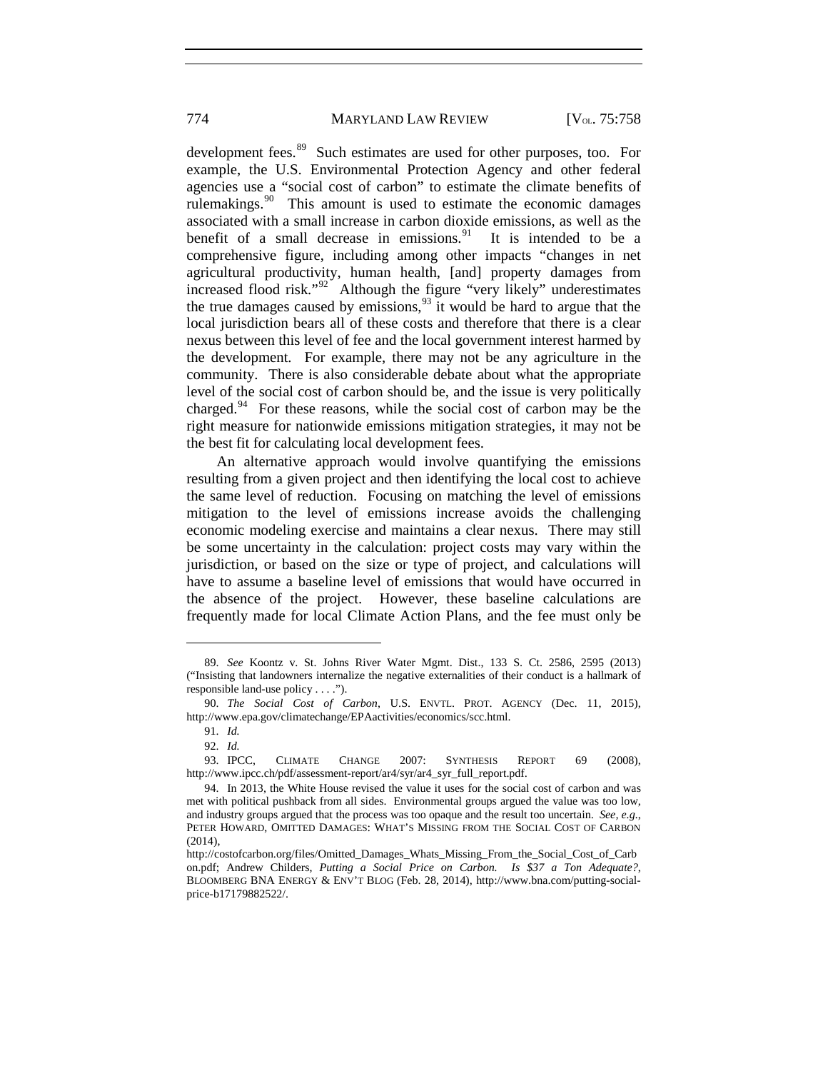development fees.[89] Such estimates are used for other purposes, too. For example, the U.S. Environmental Protection Agency and other federal agencies use a "social cost of carbon" to estimate the climate benefits of rulemakings.[90] This amount is used to estimate the economic damages associated with a small increase in carbon dioxide emissions, as well as the benefit of a small decrease in emissions.[91] It is intended to be a comprehensive figure, including among other impacts "changes in net agricultural productivity, human health, [and] property damages from increased flood risk."[92] Although the figure "very likely" underestimates the true damages caused by emissions,[93] it would be hard to argue that the local jurisdiction bears all of these costs and therefore that there is a clear nexus between this level of fee and the local government interest harmed by the development. For example, there may not be any agriculture in the community. There is also considerable debate about what the appropriate level of the social cost of carbon should be, and the issue is very politically charged.[94] For these reasons, while the social cost of carbon may be the right measure for nationwide emissions mitigation strategies, it may not be the best fit for calculating local development fees.

An alternative approach would involve quantifying the emissions resulting from a given project and then identifying the local cost to achieve the same level of reduction. Focusing on matching the level of emissions mitigation to the level of emissions increase avoids the challenging economic modeling exercise and maintains a clear nexus. There may still be some uncertainty in the calculation: project costs may vary within the jurisdiction, or based on the size or type of project, and calculations will have to assume a baseline level of emissions that would have occurred in the absence of the project. However, these baseline calculations are frequently made for local Climate Action Plans, and the fee must only be

---

89. *See* Koontz v. St. Johns River Water Mgmt. Dist., 133 S. Ct. 2586, 2595 (2013) ("Insisting that landowners internalize the negative externalities of their conduct is a hallmark of responsible land-use policy . . . .").

90. *The Social Cost of Carbon*, U.S. ENVTL. PROT. AGENCY (Dec. 11, 2015), http://www.epa.gov/climatechange/EPAactivities/economics/scc.html.

91. *Id.*

92. *Id.*

93. IPCC, CLIMATE CHANGE 2007: SYNTHESIS REPORT 69 (2008), http://www.ipcc.ch/pdf/assessment-report/ar4/syr/ar4_syr_full_report.pdf.

94. In 2013, the White House revised the value it uses for the social cost of carbon and was met with political pushback from all sides. Environmental groups argued the value was too low, and industry groups argued that the process was too opaque and the result too uncertain. *See, e.g.*, PETER HOWARD, OMITTED DAMAGES: WHAT'S MISSING FROM THE SOCIAL COST OF CARBON (2014), http://costofcarbon.org/files/Omitted_Damages_Whats_Missing_From_the_Social_Cost_of_Carbon.pdf; Andrew Childers, *Putting a Social Price on Carbon. Is $37 a Ton Adequate?*, BLOOMBERG BNA ENERGY & ENV'T BLOG (Feb. 28, 2014), http://www.bna.com/putting-social-price-b17179882522/.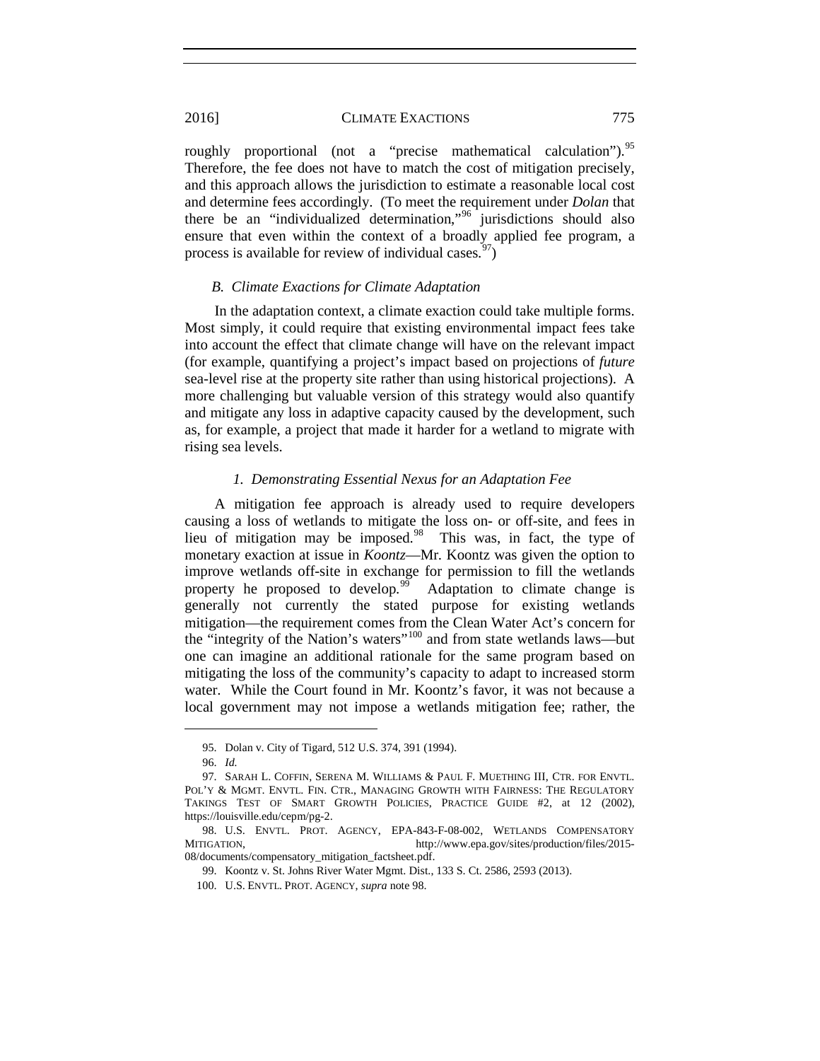roughly proportional (not a "precise mathematical calculation").[95] Therefore, the fee does not have to match the cost of mitigation precisely, and this approach allows the jurisdiction to estimate a reasonable local cost and determine fees accordingly. (To meet the requirement under *Dolan* that there be an "individualized determination,"[96] jurisdictions should also ensure that even within the context of a broadly applied fee program, a process is available for review of individual cases.[97])

### *B. Climate Exactions for Climate Adaptation*

In the adaptation context, a climate exaction could take multiple forms. Most simply, it could require that existing environmental impact fees take into account the effect that climate change will have on the relevant impact (for example, quantifying a project's impact based on projections of *future* sea-level rise at the property site rather than using historical projections). A more challenging but valuable version of this strategy would also quantify and mitigate any loss in adaptive capacity caused by the development, such as, for example, a project that made it harder for a wetland to migrate with rising sea levels.

#### *1. Demonstrating Essential Nexus for an Adaptation Fee*

A mitigation fee approach is already used to require developers causing a loss of wetlands to mitigate the loss on- or off-site, and fees in lieu of mitigation may be imposed.[98] This was, in fact, the type of monetary exaction at issue in *Koontz*—Mr. Koontz was given the option to improve wetlands off-site in exchange for permission to fill the wetlands property he proposed to develop.[99] Adaptation to climate change is generally not currently the stated purpose for existing wetlands mitigation—the requirement comes from the Clean Water Act's concern for the "integrity of the Nation's waters"[100] and from state wetlands laws—but one can imagine an additional rationale for the same program based on mitigating the loss of the community's capacity to adapt to increased storm water. While the Court found in Mr. Koontz's favor, it was not because a local government may not impose a wetlands mitigation fee; rather, the

---

95. Dolan v. City of Tigard, 512 U.S. 374, 391 (1994).

96. *Id.*

97. SARAH L. COFFIN, SERENA M. WILLIAMS & PAUL F. MUETHING III, CTR. FOR ENVTL. POL'Y & MGMT. ENVTL. FIN. CTR., MANAGING GROWTH WITH FAIRNESS: THE REGULATORY TAKINGS TEST OF SMART GROWTH POLICIES, PRACTICE GUIDE #2, at 12 (2002), https://louisville.edu/cepm/pg-2.

98. U.S. ENVTL. PROT. AGENCY, EPA-843-F-08-002, WETLANDS COMPENSATORY MITIGATION, http://www.epa.gov/sites/production/files/2015-08/documents/compensatory_mitigation_factsheet.pdf.

99. Koontz v. St. Johns River Water Mgmt. Dist., 133 S. Ct. 2586, 2593 (2013).

100. U.S. ENVTL. PROT. AGENCY, *supra* note 98.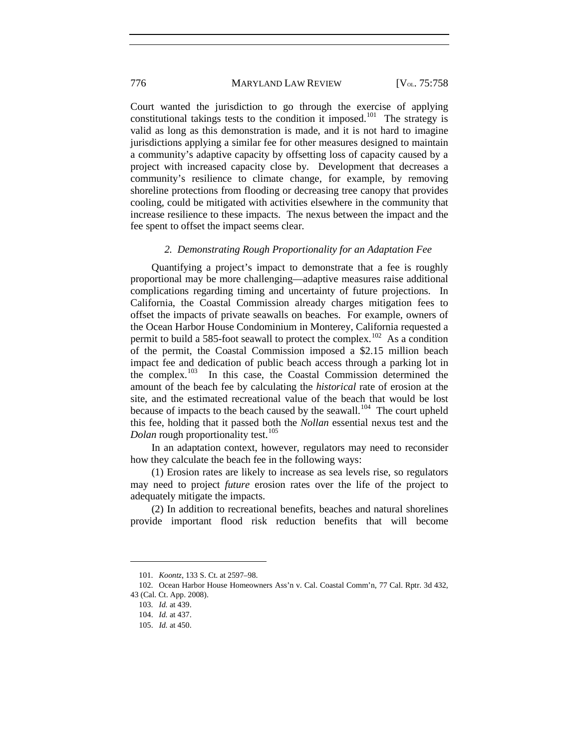Court wanted the jurisdiction to go through the exercise of applying constitutional takings tests to the condition it imposed.[101] The strategy is valid as long as this demonstration is made, and it is not hard to imagine jurisdictions applying a similar fee for other measures designed to maintain a community's adaptive capacity by offsetting loss of capacity caused by a project with increased capacity close by. Development that decreases a community's resilience to climate change, for example, by removing shoreline protections from flooding or decreasing tree canopy that provides cooling, could be mitigated with activities elsewhere in the community that increase resilience to these impacts. The nexus between the impact and the fee spent to offset the impact seems clear.

### *2. Demonstrating Rough Proportionality for an Adaptation Fee*

Quantifying a project's impact to demonstrate that a fee is roughly proportional may be more challenging—adaptive measures raise additional complications regarding timing and uncertainty of future projections. In California, the Coastal Commission already charges mitigation fees to offset the impacts of private seawalls on beaches. For example, owners of the Ocean Harbor House Condominium in Monterey, California requested a permit to build a 585-foot seawall to protect the complex.[102] As a condition of the permit, the Coastal Commission imposed a $2.15 million beach impact fee and dedication of public beach access through a parking lot in the complex.[103] In this case, the Coastal Commission determined the amount of the beach fee by calculating the *historical* rate of erosion at the site, and the estimated recreational value of the beach that would be lost because of impacts to the beach caused by the seawall.[104] The court upheld this fee, holding that it passed both the *Nollan* essential nexus test and the *Dolan* rough proportionality test.[105]

In an adaptation context, however, regulators may need to reconsider how they calculate the beach fee in the following ways:

(1) Erosion rates are likely to increase as sea levels rise, so regulators may need to project *future* erosion rates over the life of the project to adequately mitigate the impacts.

(2) In addition to recreational benefits, beaches and natural shorelines provide important flood risk reduction benefits that will become

---

101. *Koontz*, 133 S. Ct. at 2597–98.

102. Ocean Harbor House Homeowners Ass'n v. Cal. Coastal Comm'n, 77 Cal. Rptr. 3d 432, 43 (Cal. Ct. App. 2008).

103. *Id.* at 439.

104. *Id.* at 437.

105. *Id.* at 450.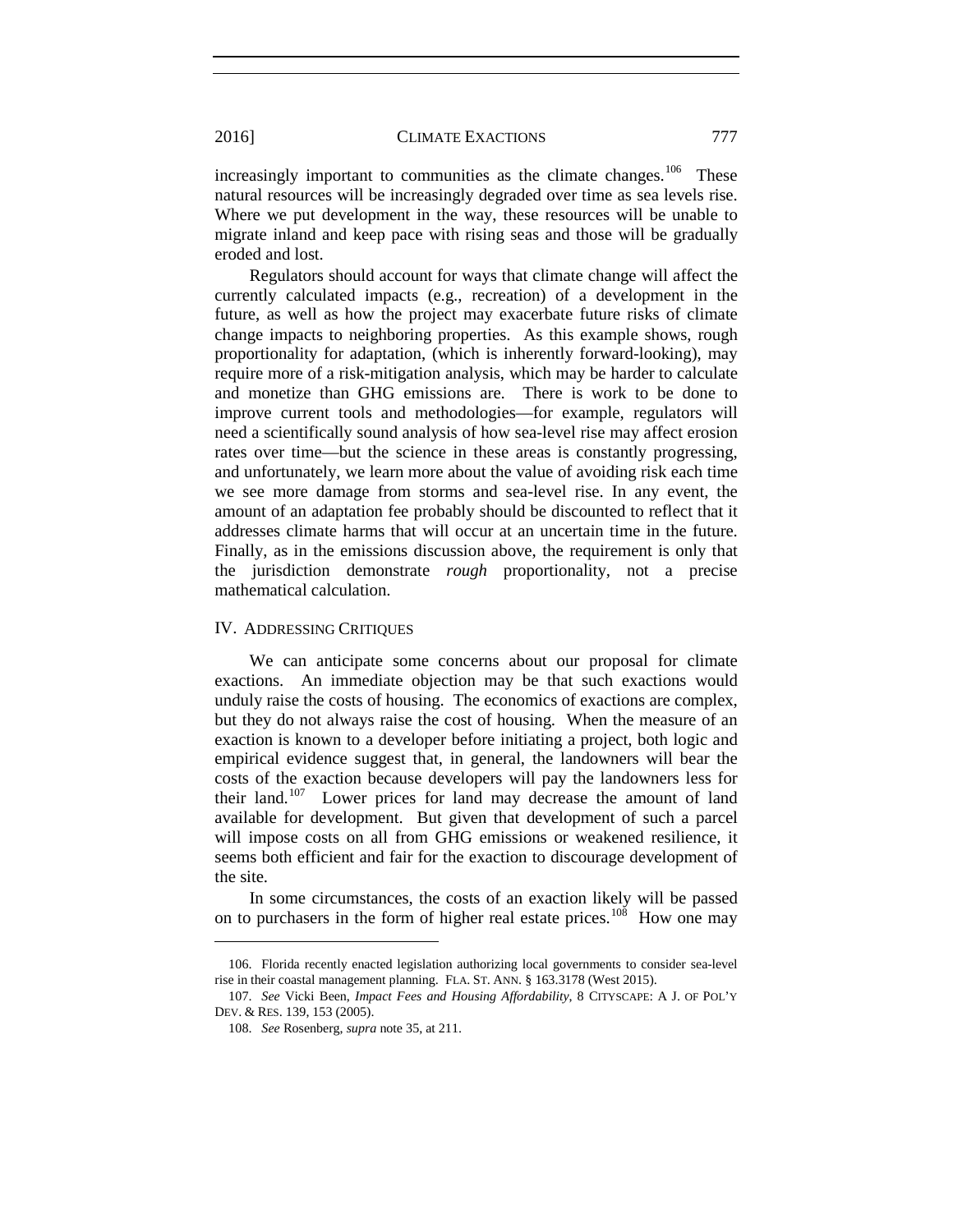increasingly important to communities as the climate changes.[106] These natural resources will be increasingly degraded over time as sea levels rise. Where we put development in the way, these resources will be unable to migrate inland and keep pace with rising seas and those will be gradually eroded and lost.

Regulators should account for ways that climate change will affect the currently calculated impacts (e.g., recreation) of a development in the future, as well as how the project may exacerbate future risks of climate change impacts to neighboring properties. As this example shows, rough proportionality for adaptation, (which is inherently forward-looking), may require more of a risk-mitigation analysis, which may be harder to calculate and monetize than GHG emissions are. There is work to be done to improve current tools and methodologies—for example, regulators will need a scientifically sound analysis of how sea-level rise may affect erosion rates over time—but the science in these areas is constantly progressing, and unfortunately, we learn more about the value of avoiding risk each time we see more damage from storms and sea-level rise. In any event, the amount of an adaptation fee probably should be discounted to reflect that it addresses climate harms that will occur at an uncertain time in the future. Finally, as in the emissions discussion above, the requirement is only that the jurisdiction demonstrate *rough* proportionality, not a precise mathematical calculation.

## IV. ADDRESSING CRITIQUES

We can anticipate some concerns about our proposal for climate exactions. An immediate objection may be that such exactions would unduly raise the costs of housing. The economics of exactions are complex, but they do not always raise the cost of housing. When the measure of an exaction is known to a developer before initiating a project, both logic and empirical evidence suggest that, in general, the landowners will bear the costs of the exaction because developers will pay the landowners less for their land.[107] Lower prices for land may decrease the amount of land available for development. But given that development of such a parcel will impose costs on all from GHG emissions or weakened resilience, it seems both efficient and fair for the exaction to discourage development of the site.

In some circumstances, the costs of an exaction likely will be passed on to purchasers in the form of higher real estate prices.[108] How one may

---

106. Florida recently enacted legislation authorizing local governments to consider sea-level rise in their coastal management planning. FLA. ST. ANN. § 163.3178 (West 2015).

107. *See* Vicki Been, *Impact Fees and Housing Affordability*, 8 CITYSCAPE: A J. OF POL'Y DEV. & RES. 139, 153 (2005).

108. *See* Rosenberg, *supra* note 35, at 211.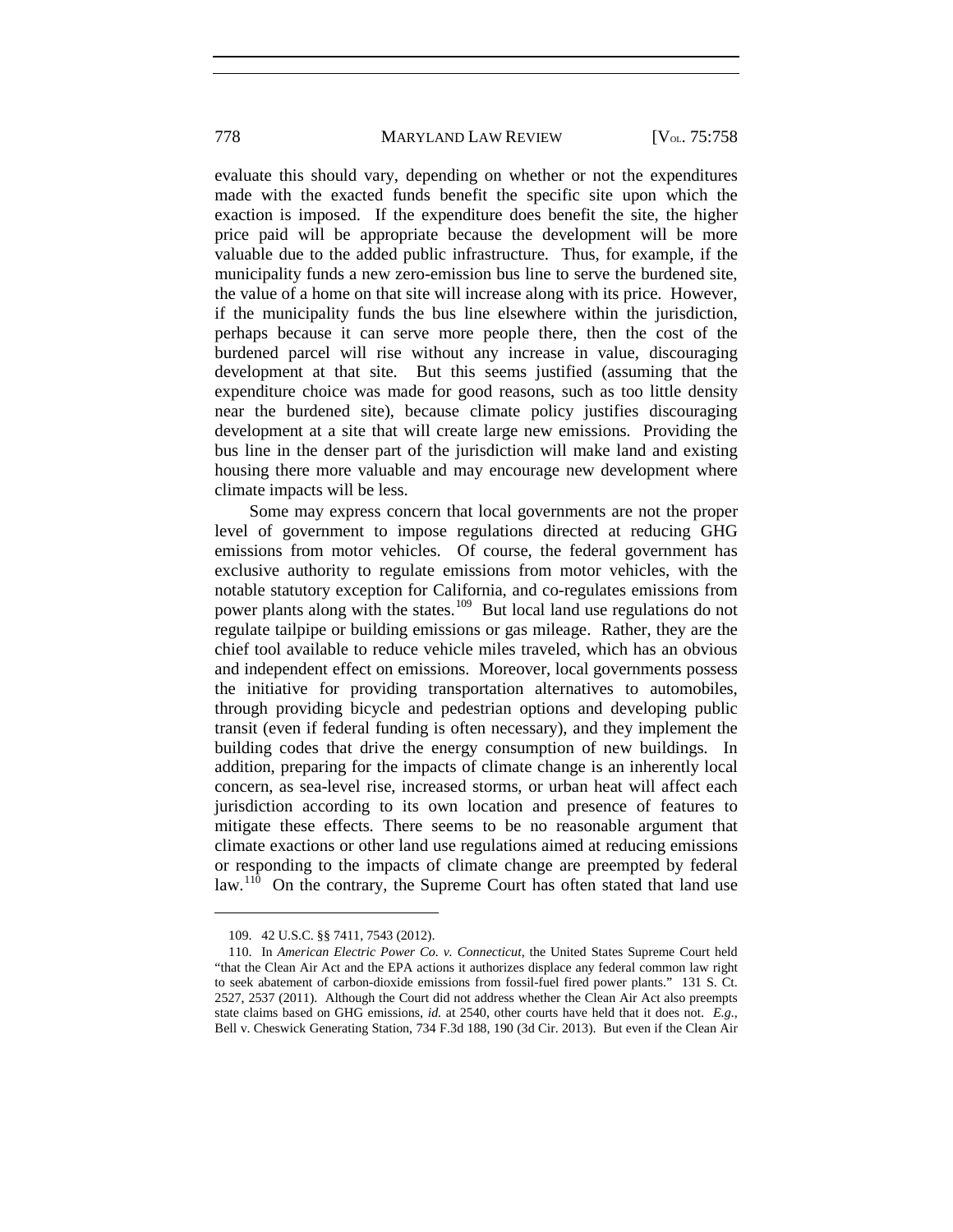evaluate this should vary, depending on whether or not the expenditures made with the exacted funds benefit the specific site upon which the exaction is imposed. If the expenditure does benefit the site, the higher price paid will be appropriate because the development will be more valuable due to the added public infrastructure. Thus, for example, if the municipality funds a new zero-emission bus line to serve the burdened site, the value of a home on that site will increase along with its price. However, if the municipality funds the bus line elsewhere within the jurisdiction, perhaps because it can serve more people there, then the cost of the burdened parcel will rise without any increase in value, discouraging development at that site. But this seems justified (assuming that the expenditure choice was made for good reasons, such as too little density near the burdened site), because climate policy justifies discouraging development at a site that will create large new emissions. Providing the bus line in the denser part of the jurisdiction will make land and existing housing there more valuable and may encourage new development where climate impacts will be less.

Some may express concern that local governments are not the proper level of government to impose regulations directed at reducing GHG emissions from motor vehicles. Of course, the federal government has exclusive authority to regulate emissions from motor vehicles, with the notable statutory exception for California, and co-regulates emissions from power plants along with the states.[109] But local land use regulations do not regulate tailpipe or building emissions or gas mileage. Rather, they are the chief tool available to reduce vehicle miles traveled, which has an obvious and independent effect on emissions. Moreover, local governments possess the initiative for providing transportation alternatives to automobiles, through providing bicycle and pedestrian options and developing public transit (even if federal funding is often necessary), and they implement the building codes that drive the energy consumption of new buildings. In addition, preparing for the impacts of climate change is an inherently local concern, as sea-level rise, increased storms, or urban heat will affect each jurisdiction according to its own location and presence of features to mitigate these effects. There seems to be no reasonable argument that climate exactions or other land use regulations aimed at reducing emissions or responding to the impacts of climate change are preempted by federal law.[110] On the contrary, the Supreme Court has often stated that land use

---

109. 42 U.S.C. §§ 7411, 7543 (2012).

110. In *American Electric Power Co. v. Connecticut*, the United States Supreme Court held "that the Clean Air Act and the EPA actions it authorizes displace any federal common law right to seek abatement of carbon-dioxide emissions from fossil-fuel fired power plants." 131 S. Ct. 2527, 2537 (2011). Although the Court did not address whether the Clean Air Act also preempts state claims based on GHG emissions, *id.* at 2540, other courts have held that it does not. *E.g.*, Bell v. Cheswick Generating Station, 734 F.3d 188, 190 (3d Cir. 2013). But even if the Clean Air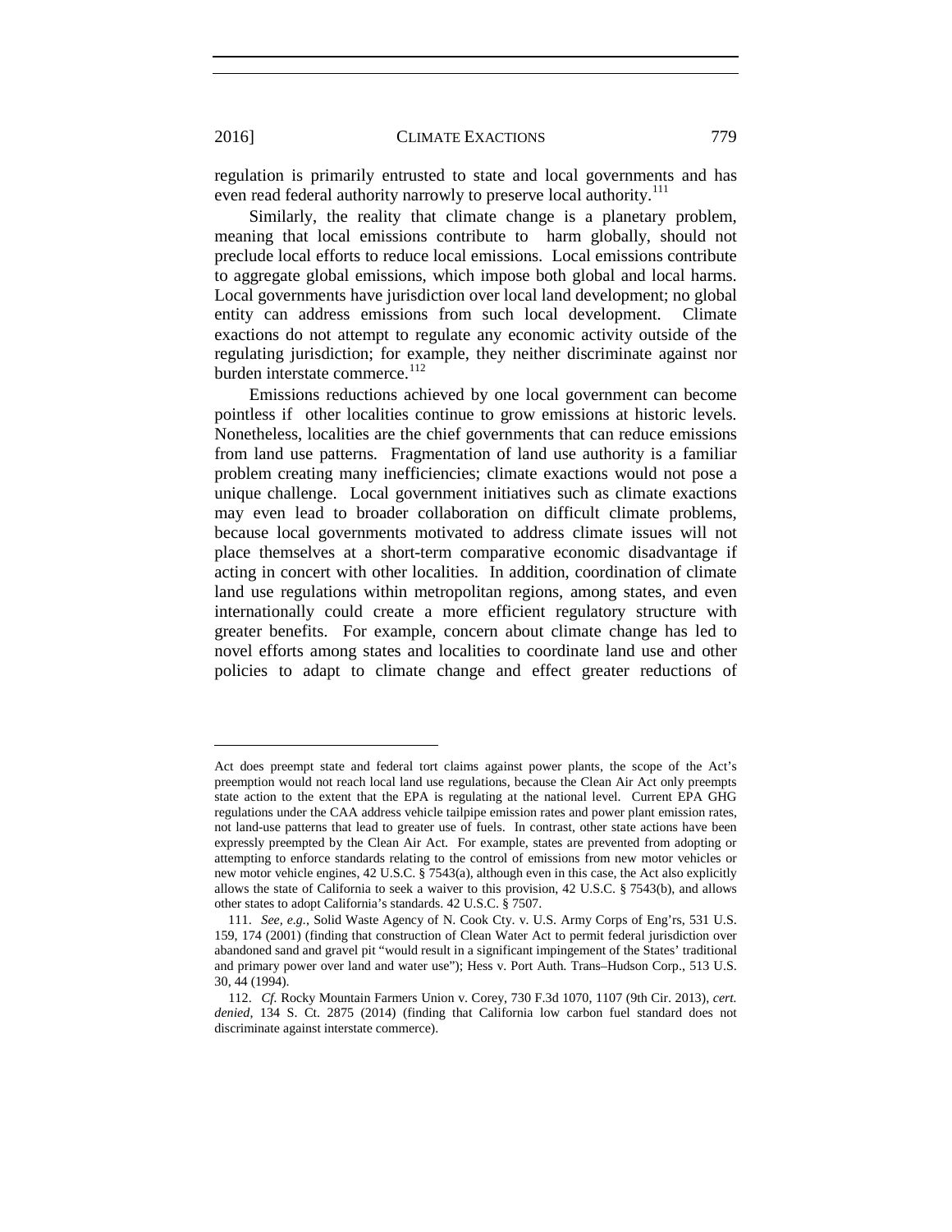regulation is primarily entrusted to state and local governments and has even read federal authority narrowly to preserve local authority.[111]

Similarly, the reality that climate change is a planetary problem, meaning that local emissions contribute to harm globally, should not preclude local efforts to reduce local emissions. Local emissions contribute to aggregate global emissions, which impose both global and local harms. Local governments have jurisdiction over local land development; no global entity can address emissions from such local development. Climate exactions do not attempt to regulate any economic activity outside of the regulating jurisdiction; for example, they neither discriminate against nor burden interstate commerce.[112]

Emissions reductions achieved by one local government can become pointless if other localities continue to grow emissions at historic levels. Nonetheless, localities are the chief governments that can reduce emissions from land use patterns. Fragmentation of land use authority is a familiar problem creating many inefficiencies; climate exactions would not pose a unique challenge. Local government initiatives such as climate exactions may even lead to broader collaboration on difficult climate problems, because local governments motivated to address climate issues will not place themselves at a short-term comparative economic disadvantage if acting in concert with other localities. In addition, coordination of climate land use regulations within metropolitan regions, among states, and even internationally could create a more efficient regulatory structure with greater benefits. For example, concern about climate change has led to novel efforts among states and localities to coordinate land use and other policies to adapt to climate change and effect greater reductions of

---

Act does preempt state and federal tort claims against power plants, the scope of the Act's preemption would not reach local land use regulations, because the Clean Air Act only preempts state action to the extent that the EPA is regulating at the national level. Current EPA GHG regulations under the CAA address vehicle tailpipe emission rates and power plant emission rates, not land-use patterns that lead to greater use of fuels. In contrast, other state actions have been expressly preempted by the Clean Air Act. For example, states are prevented from adopting or attempting to enforce standards relating to the control of emissions from new motor vehicles or new motor vehicle engines, 42 U.S.C. § 7543(a), although even in this case, the Act also explicitly allows the state of California to seek a waiver to this provision, 42 U.S.C. § 7543(b), and allows other states to adopt California's standards. 42 U.S.C. § 7507.

111. *See, e.g.*, Solid Waste Agency of N. Cook Cty. v. U.S. Army Corps of Eng'rs, 531 U.S. 159, 174 (2001) (finding that construction of Clean Water Act to permit federal jurisdiction over abandoned sand and gravel pit "would result in a significant impingement of the States' traditional and primary power over land and water use"); Hess v. Port Auth. Trans–Hudson Corp., 513 U.S. 30, 44 (1994).

112. *Cf.* Rocky Mountain Farmers Union v. Corey, 730 F.3d 1070, 1107 (9th Cir. 2013), *cert. denied*, 134 S. Ct. 2875 (2014) (finding that California low carbon fuel standard does not discriminate against interstate commerce).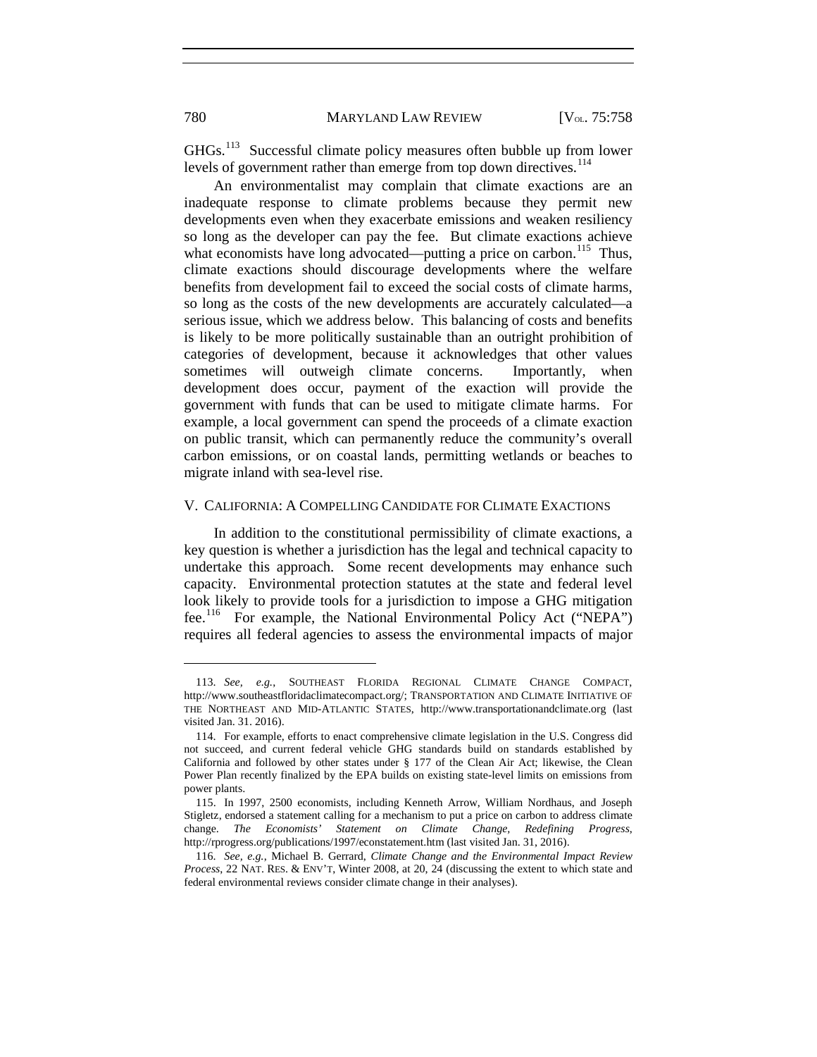GHGs.[113] Successful climate policy measures often bubble up from lower levels of government rather than emerge from top down directives.[114]

An environmentalist may complain that climate exactions are an inadequate response to climate problems because they permit new developments even when they exacerbate emissions and weaken resiliency so long as the developer can pay the fee. But climate exactions achieve what economists have long advocated—putting a price on carbon.[115] Thus, climate exactions should discourage developments where the welfare benefits from development fail to exceed the social costs of climate harms, so long as the costs of the new developments are accurately calculated—a serious issue, which we address below. This balancing of costs and benefits is likely to be more politically sustainable than an outright prohibition of categories of development, because it acknowledges that other values sometimes will outweigh climate concerns. Importantly, when development does occur, payment of the exaction will provide the government with funds that can be used to mitigate climate harms. For example, a local government can spend the proceeds of a climate exaction on public transit, which can permanently reduce the community's overall carbon emissions, or on coastal lands, permitting wetlands or beaches to migrate inland with sea-level rise.

## V. CALIFORNIA: A COMPELLING CANDIDATE FOR CLIMATE EXACTIONS

In addition to the constitutional permissibility of climate exactions, a key question is whether a jurisdiction has the legal and technical capacity to undertake this approach. Some recent developments may enhance such capacity. Environmental protection statutes at the state and federal level look likely to provide tools for a jurisdiction to impose a GHG mitigation fee.[116] For example, the National Environmental Policy Act ("NEPA") requires all federal agencies to assess the environmental impacts of major

---

113. *See, e.g.*, SOUTHEAST FLORIDA REGIONAL CLIMATE CHANGE COMPACT, http://www.southeastfloridaclimatecompact.org/; TRANSPORTATION AND CLIMATE INITIATIVE OF THE NORTHEAST AND MID-ATLANTIC STATES, http://www.transportationandclimate.org (last visited Jan. 31. 2016).

114. For example, efforts to enact comprehensive climate legislation in the U.S. Congress did not succeed, and current federal vehicle GHG standards build on standards established by California and followed by other states under § 177 of the Clean Air Act; likewise, the Clean Power Plan recently finalized by the EPA builds on existing state-level limits on emissions from power plants.

115. In 1997, 2500 economists, including Kenneth Arrow, William Nordhaus, and Joseph Stigletz, endorsed a statement calling for a mechanism to put a price on carbon to address climate change. *The Economists' Statement on Climate Change, Redefining Progress*, http://rprogress.org/publications/1997/econstatement.htm (last visited Jan. 31, 2016).

116. *See, e.g.*, Michael B. Gerrard, *Climate Change and the Environmental Impact Review Process*, 22 NAT. RES. & ENV'T, Winter 2008, at 20, 24 (discussing the extent to which state and federal environmental reviews consider climate change in their analyses).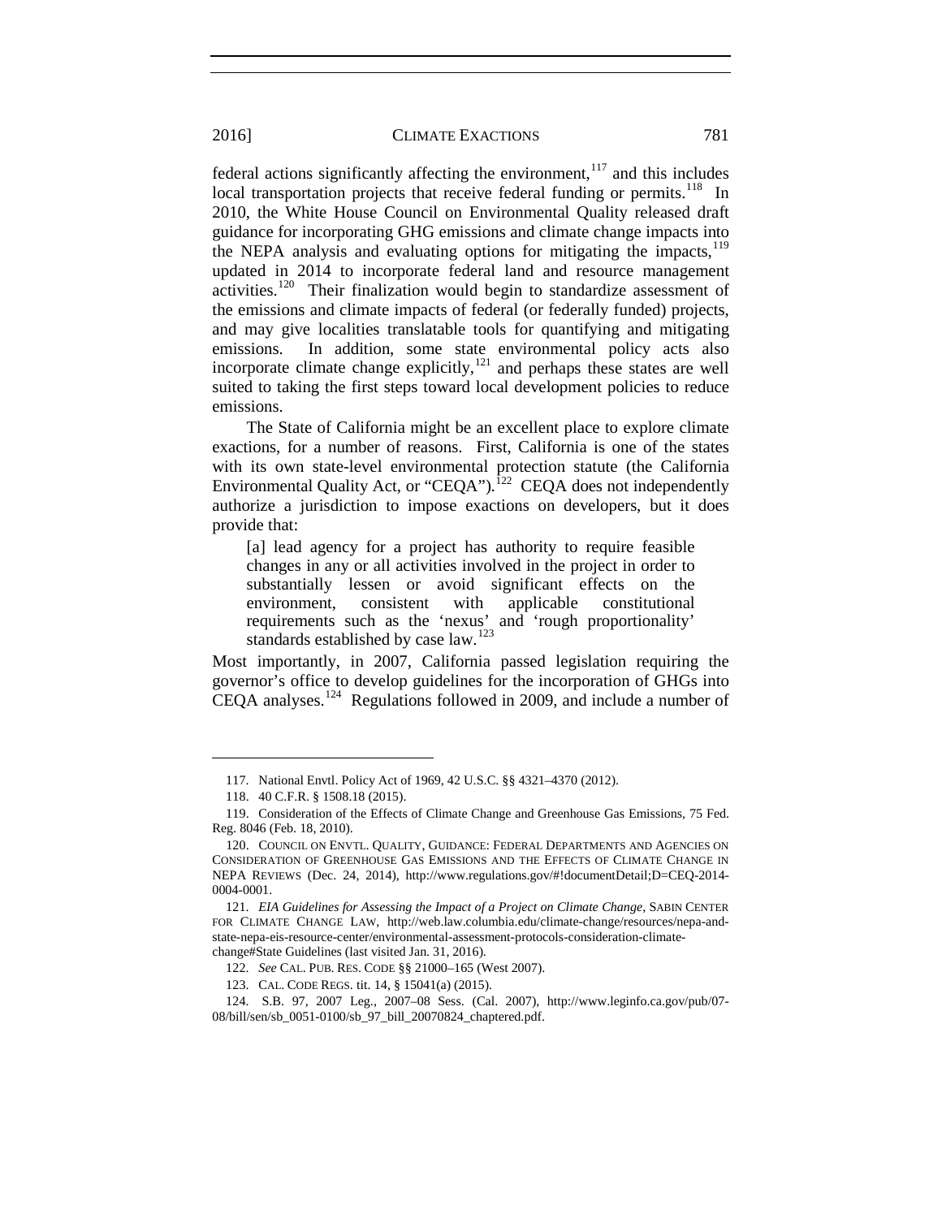federal actions significantly affecting the environment,[117] and this includes local transportation projects that receive federal funding or permits.[118] In 2010, the White House Council on Environmental Quality released draft guidance for incorporating GHG emissions and climate change impacts into the NEPA analysis and evaluating options for mitigating the impacts,[119] updated in 2014 to incorporate federal land and resource management activities.[120] Their finalization would begin to standardize assessment of the emissions and climate impacts of federal (or federally funded) projects, and may give localities translatable tools for quantifying and mitigating emissions. In addition, some state environmental policy acts also incorporate climate change explicitly,[121] and perhaps these states are well suited to taking the first steps toward local development policies to reduce emissions.

The State of California might be an excellent place to explore climate exactions, for a number of reasons. First, California is one of the states with its own state-level environmental protection statute (the California Environmental Quality Act, or "CEQA").[122] CEQA does not independently authorize a jurisdiction to impose exactions on developers, but it does provide that:

> [a] lead agency for a project has authority to require feasible changes in any or all activities involved in the project in order to substantially lessen or avoid significant effects on the environment, consistent with applicable constitutional requirements such as the 'nexus' and 'rough proportionality' standards established by case law.[123]

Most importantly, in 2007, California passed legislation requiring the governor's office to develop guidelines for the incorporation of GHGs into CEQA analyses.[124] Regulations followed in 2009, and include a number of

---

117. National Envtl. Policy Act of 1969, 42 U.S.C. §§ 4321–4370 (2012).

118. 40 C.F.R. § 1508.18 (2015).

119. Consideration of the Effects of Climate Change and Greenhouse Gas Emissions, 75 Fed. Reg. 8046 (Feb. 18, 2010).

120. COUNCIL ON ENVTL. QUALITY, GUIDANCE: FEDERAL DEPARTMENTS AND AGENCIES ON CONSIDERATION OF GREENHOUSE GAS EMISSIONS AND THE EFFECTS OF CLIMATE CHANGE IN NEPA REVIEWS (Dec. 24, 2014), http://www.regulations.gov/#!documentDetail;D=CEQ-2014-0004-0001.

121. *EIA Guidelines for Assessing the Impact of a Project on Climate Change*, SABIN CENTER FOR CLIMATE CHANGE LAW, http://web.law.columbia.edu/climate-change/resources/nepa-and-state-nepa-eis-resource-center/environmental-assessment-protocols-consideration-climate-change#State Guidelines (last visited Jan. 31, 2016).

122. *See* CAL. PUB. RES. CODE §§ 21000–165 (West 2007).

123. CAL. CODE REGS. tit. 14, § 15041(a) (2015).

124. S.B. 97, 2007 Leg., 2007–08 Sess. (Cal. 2007), http://www.leginfo.ca.gov/pub/07-08/bill/sen/sb_0051-0100/sb_97_bill_20070824_chaptered.pdf.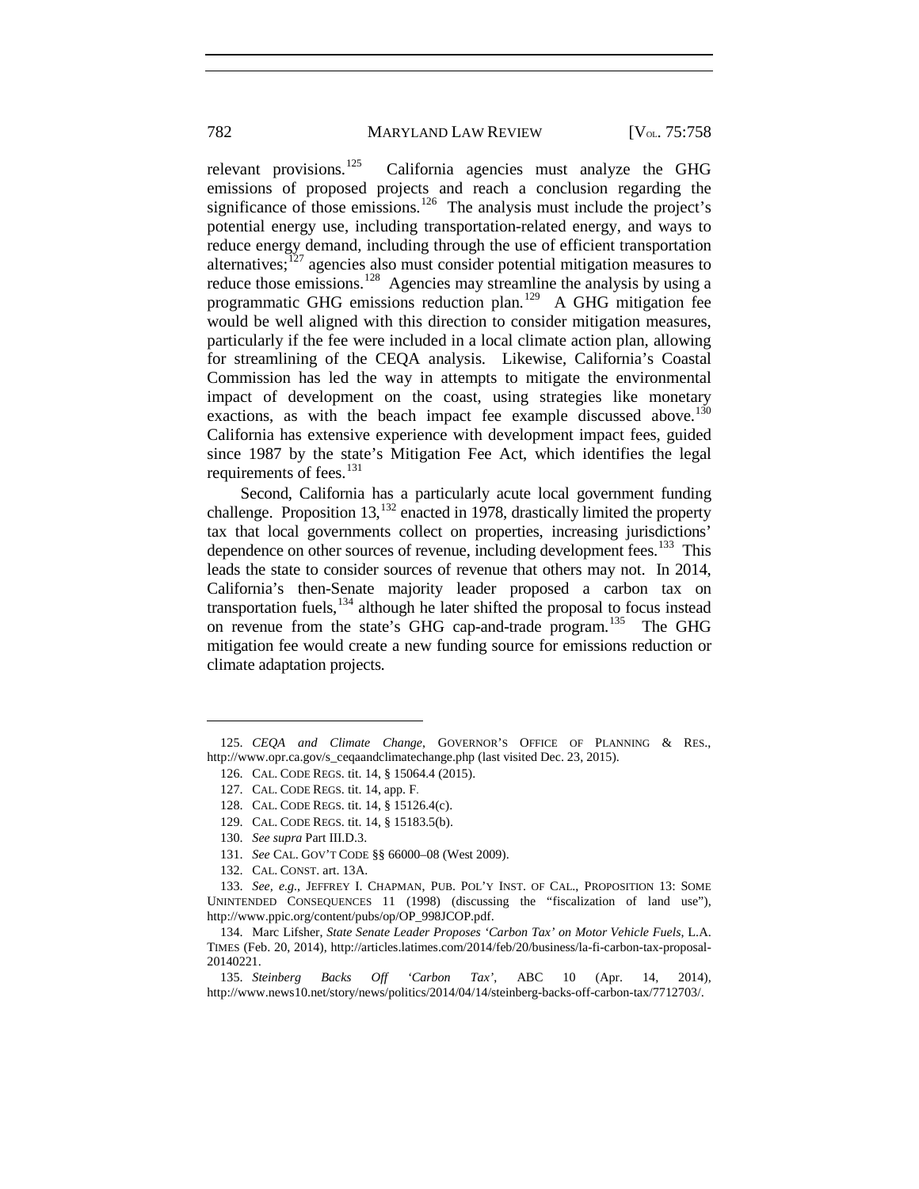relevant provisions.[125] California agencies must analyze the GHG emissions of proposed projects and reach a conclusion regarding the significance of those emissions.[126] The analysis must include the project's potential energy use, including transportation-related energy, and ways to reduce energy demand, including through the use of efficient transportation alternatives;[127] agencies also must consider potential mitigation measures to reduce those emissions.[128] Agencies may streamline the analysis by using a programmatic GHG emissions reduction plan.[129] A GHG mitigation fee would be well aligned with this direction to consider mitigation measures, particularly if the fee were included in a local climate action plan, allowing for streamlining of the CEQA analysis. Likewise, California's Coastal Commission has led the way in attempts to mitigate the environmental impact of development on the coast, using strategies like monetary exactions, as with the beach impact fee example discussed above.[130] California has extensive experience with development impact fees, guided since 1987 by the state's Mitigation Fee Act, which identifies the legal requirements of fees.[131]

Second, California has a particularly acute local government funding challenge. Proposition 13,[132] enacted in 1978, drastically limited the property tax that local governments collect on properties, increasing jurisdictions' dependence on other sources of revenue, including development fees.[133] This leads the state to consider sources of revenue that others may not. In 2014, California's then-Senate majority leader proposed a carbon tax on transportation fuels,[134] although he later shifted the proposal to focus instead on revenue from the state's GHG cap-and-trade program.[135] The GHG mitigation fee would create a new funding source for emissions reduction or climate adaptation projects.

---

125. *CEQA and Climate Change*, GOVERNOR'S OFFICE OF PLANNING & RES., http://www.opr.ca.gov/s_ceqaandclimatechange.php (last visited Dec. 23, 2015).

126. CAL. CODE REGS. tit. 14, § 15064.4 (2015).

127. CAL. CODE REGS. tit. 14, app. F.

128. CAL. CODE REGS. tit. 14, § 15126.4(c).

129. CAL. CODE REGS. tit. 14, § 15183.5(b).

130. *See supra* Part III.D.3.

131. *See* CAL. GOV'T CODE §§ 66000–08 (West 2009).

132. CAL. CONST. art. 13A.

133. *See, e.g.*, JEFFREY I. CHAPMAN, PUB. POL'Y INST. OF CAL., PROPOSITION 13: SOME UNINTENDED CONSEQUENCES 11 (1998) (discussing the "fiscalization of land use"), http://www.ppic.org/content/pubs/op/OP_998JCOP.pdf.

134. Marc Lifsher, *State Senate Leader Proposes 'Carbon Tax' on Motor Vehicle Fuels*, L.A. TIMES (Feb. 20, 2014), http://articles.latimes.com/2014/feb/20/business/la-fi-carbon-tax-proposal-20140221.

135. *Steinberg Backs Off 'Carbon Tax'*, ABC 10 (Apr. 14, 2014), http://www.news10.net/story/news/politics/2014/04/14/steinberg-backs-off-carbon-tax/7712703/.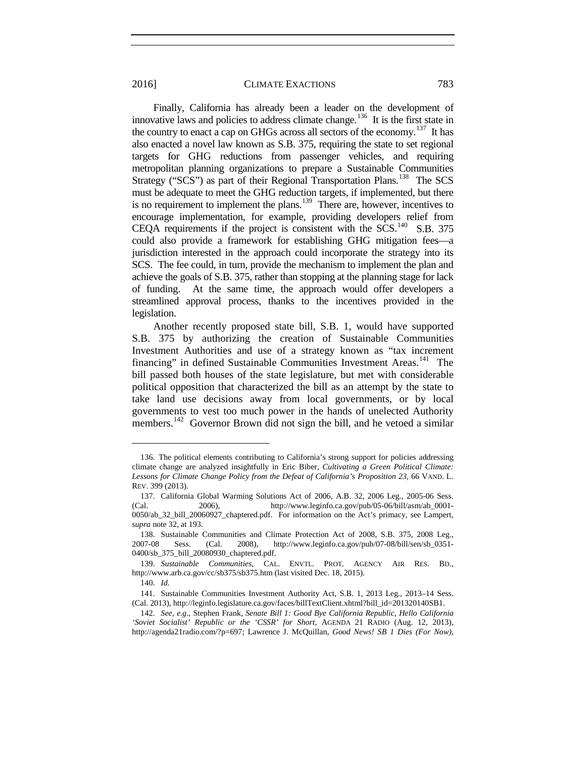Finally, California has already been a leader on the development of innovative laws and policies to address climate change.[136] It is the first state in the country to enact a cap on GHGs across all sectors of the economy.[137] It has also enacted a novel law known as S.B. 375, requiring the state to set regional targets for GHG reductions from passenger vehicles, and requiring metropolitan planning organizations to prepare a Sustainable Communities Strategy ("SCS") as part of their Regional Transportation Plans.[138] The SCS must be adequate to meet the GHG reduction targets, if implemented, but there is no requirement to implement the plans.[139] There are, however, incentives to encourage implementation, for example, providing developers relief from CEQA requirements if the project is consistent with the SCS.[140] S.B. 375 could also provide a framework for establishing GHG mitigation fees—a jurisdiction interested in the approach could incorporate the strategy into its SCS. The fee could, in turn, provide the mechanism to implement the plan and achieve the goals of S.B. 375, rather than stopping at the planning stage for lack of funding. At the same time, the approach would offer developers a streamlined approval process, thanks to the incentives provided in the legislation.

Another recently proposed state bill, S.B. 1, would have supported S.B. 375 by authorizing the creation of Sustainable Communities Investment Authorities and use of a strategy known as "tax increment financing" in defined Sustainable Communities Investment Areas.[141] The bill passed both houses of the state legislature, but met with considerable political opposition that characterized the bill as an attempt by the state to take land use decisions away from local governments, or by local governments to vest too much power in the hands of unelected Authority members.[142] Governor Brown did not sign the bill, and he vetoed a similar

---

136. The political elements contributing to California's strong support for policies addressing climate change are analyzed insightfully in Eric Biber, *Cultivating a Green Political Climate: Lessons for Climate Change Policy from the Defeat of California's Proposition 23*, 66 VAND. L. REV. 399 (2013).

137. California Global Warming Solutions Act of 2006, A.B. 32, 2006 Leg., 2005-06 Sess. (Cal. 2006), http://www.leginfo.ca.gov/pub/05-06/bill/asm/ab_0001-0050/ab_32_bill_20060927_chaptered.pdf. For information on the Act's primacy, see Lampert, *supra* note 32, at 193.

138. Sustainable Communities and Climate Protection Act of 2008, S.B. 375, 2008 Leg., 2007-08 Sess. (Cal. 2008), http://www.leginfo.ca.gov/pub/07-08/bill/sen/sb_0351-0400/sb_375_bill_20080930_chaptered.pdf.

139. *Sustainable Communities*, CAL. ENVTL. PROT. AGENCY AIR RES. BD., http://www.arb.ca.gov/cc/sb375/sb375.htm (last visited Dec. 18, 2015).

140. *Id.*

141. Sustainable Communities Investment Authority Act, S.B. 1, 2013 Leg., 2013–14 Sess. (Cal. 2013), http://leginfo.legislature.ca.gov/faces/billTextClient.xhtml?bill_id=201320140SB1.

142. *See, e.g.*, Stephen Frank, *Senate Bill 1: Good Bye California Republic, Hello California 'Soviet Socialist' Republic or the 'CSSR' for Short*, AGENDA 21 RADIO (Aug. 12, 2013), http://agenda21radio.com/?p=697; Lawrence J. McQuillan, *Good News! SB 1 Dies (For Now)*,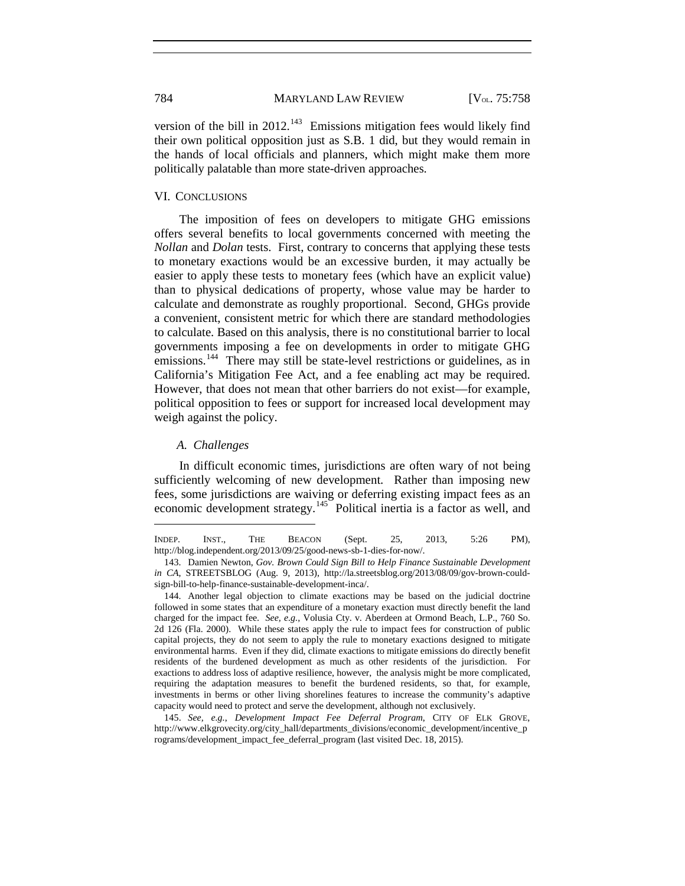version of the bill in 2012.[143] Emissions mitigation fees would likely find their own political opposition just as S.B. 1 did, but they would remain in the hands of local officials and planners, which might make them more politically palatable than more state-driven approaches.

## VI. CONCLUSIONS

The imposition of fees on developers to mitigate GHG emissions offers several benefits to local governments concerned with meeting the *Nollan* and *Dolan* tests. First, contrary to concerns that applying these tests to monetary exactions would be an excessive burden, it may actually be easier to apply these tests to monetary fees (which have an explicit value) than to physical dedications of property, whose value may be harder to calculate and demonstrate as roughly proportional. Second, GHGs provide a convenient, consistent metric for which there are standard methodologies to calculate. Based on this analysis, there is no constitutional barrier to local governments imposing a fee on developments in order to mitigate GHG emissions.[144] There may still be state-level restrictions or guidelines, as in California's Mitigation Fee Act, and a fee enabling act may be required. However, that does not mean that other barriers do not exist—for example, political opposition to fees or support for increased local development may weigh against the policy.

### *A. Challenges*

In difficult economic times, jurisdictions are often wary of not being sufficiently welcoming of new development. Rather than imposing new fees, some jurisdictions are waiving or deferring existing impact fees as an economic development strategy.[145] Political inertia is a factor as well, and

---

INDEP. INST., THE BEACON (Sept. 25, 2013, 5:26 PM), http://blog.independent.org/2013/09/25/good-news-sb-1-dies-for-now/.

143. Damien Newton, *Gov. Brown Could Sign Bill to Help Finance Sustainable Development in CA*, STREETSBLOG (Aug. 9, 2013), http://la.streetsblog.org/2013/08/09/gov-brown-could-sign-bill-to-help-finance-sustainable-development-inca/.

144. Another legal objection to climate exactions may be based on the judicial doctrine followed in some states that an expenditure of a monetary exaction must directly benefit the land charged for the impact fee. *See, e.g.*, Volusia Cty. v. Aberdeen at Ormond Beach, L.P., 760 So. 2d 126 (Fla. 2000). While these states apply the rule to impact fees for construction of public capital projects, they do not seem to apply the rule to monetary exactions designed to mitigate environmental harms. Even if they did, climate exactions to mitigate emissions do directly benefit residents of the burdened development as much as other residents of the jurisdiction. For exactions to address loss of adaptive resilience, however, the analysis might be more complicated, requiring the adaptation measures to benefit the burdened residents, so that, for example, investments in berms or other living shorelines features to increase the community's adaptive capacity would need to protect and serve the development, although not exclusively.

145. *See, e.g.*, *Development Impact Fee Deferral Program*, CITY OF ELK GROVE, http://www.elkgrovecity.org/city_hall/departments_divisions/economic_development/incentive_programs/development_impact_fee_deferral_program (last visited Dec. 18, 2015).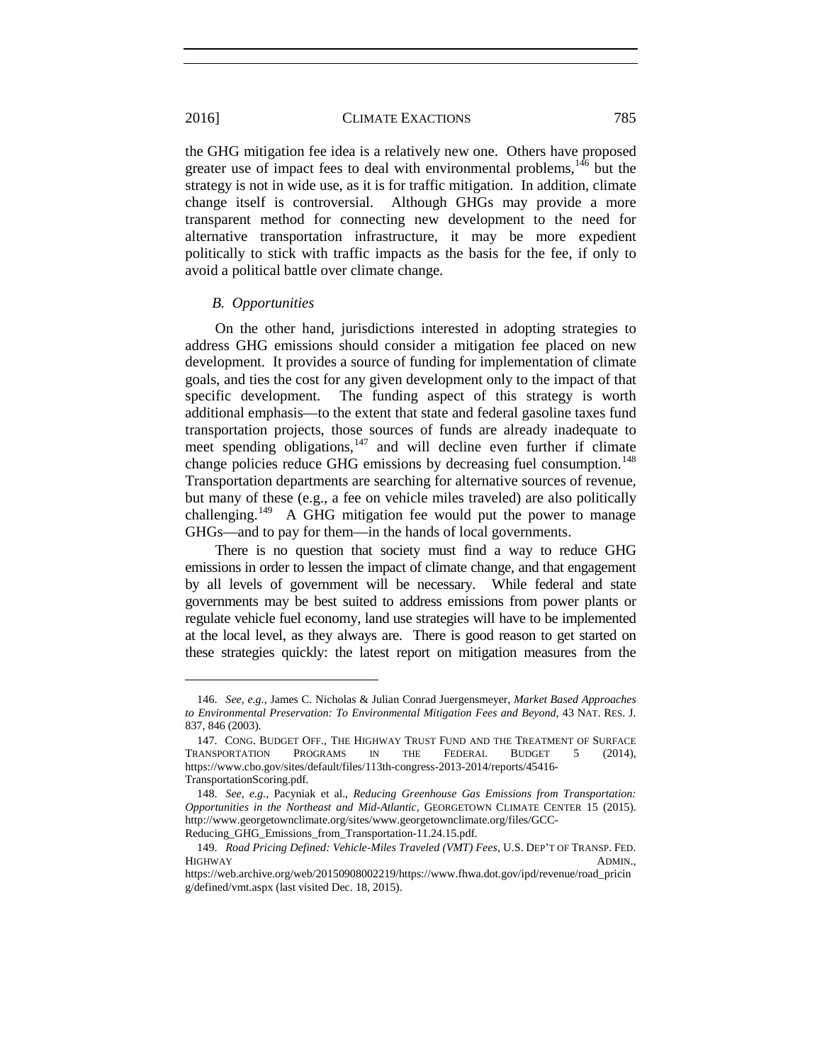the GHG mitigation fee idea is a relatively new one. Others have proposed greater use of impact fees to deal with environmental problems,[146] but the strategy is not in wide use, as it is for traffic mitigation. In addition, climate change itself is controversial. Although GHGs may provide a more transparent method for connecting new development to the need for alternative transportation infrastructure, it may be more expedient politically to stick with traffic impacts as the basis for the fee, if only to avoid a political battle over climate change.

### *B. Opportunities*

On the other hand, jurisdictions interested in adopting strategies to address GHG emissions should consider a mitigation fee placed on new development. It provides a source of funding for implementation of climate goals, and ties the cost for any given development only to the impact of that specific development. The funding aspect of this strategy is worth additional emphasis—to the extent that state and federal gasoline taxes fund transportation projects, those sources of funds are already inadequate to meet spending obligations,[147] and will decline even further if climate change policies reduce GHG emissions by decreasing fuel consumption.[148] Transportation departments are searching for alternative sources of revenue, but many of these (e.g., a fee on vehicle miles traveled) are also politically challenging.[149] A GHG mitigation fee would put the power to manage GHGs—and to pay for them—in the hands of local governments.

There is no question that society must find a way to reduce GHG emissions in order to lessen the impact of climate change, and that engagement by all levels of government will be necessary. While federal and state governments may be best suited to address emissions from power plants or regulate vehicle fuel economy, land use strategies will have to be implemented at the local level, as they always are. There is good reason to get started on these strategies quickly: the latest report on mitigation measures from the

---

146. *See, e.g.*, James C. Nicholas & Julian Conrad Juergensmeyer, *Market Based Approaches to Environmental Preservation: To Environmental Mitigation Fees and Beyond*, 43 NAT. RES. J. 837, 846 (2003).

147. CONG. BUDGET OFF., THE HIGHWAY TRUST FUND AND THE TREATMENT OF SURFACE TRANSPORTATION PROGRAMS IN THE FEDERAL BUDGET 5 (2014), https://www.cbo.gov/sites/default/files/113th-congress-2013-2014/reports/45416-TransportationScoring.pdf.

148. *See, e.g.*, Pacyniak et al., *Reducing Greenhouse Gas Emissions from Transportation: Opportunities in the Northeast and Mid-Atlantic*, GEORGETOWN CLIMATE CENTER 15 (2015). http://www.georgetownclimate.org/sites/www.georgetownclimate.org/files/GCC-Reducing_GHG_Emissions_from_Transportation-11.24.15.pdf.

149. *Road Pricing Defined: Vehicle-Miles Traveled (VMT) Fees*, U.S. DEP'T OF TRANSP. FED. HIGHWAY ADMIN., https://web.archive.org/web/20150908002219/https://www.fhwa.dot.gov/ipd/revenue/road_pricing/defined/vmt.aspx (last visited Dec. 18, 2015).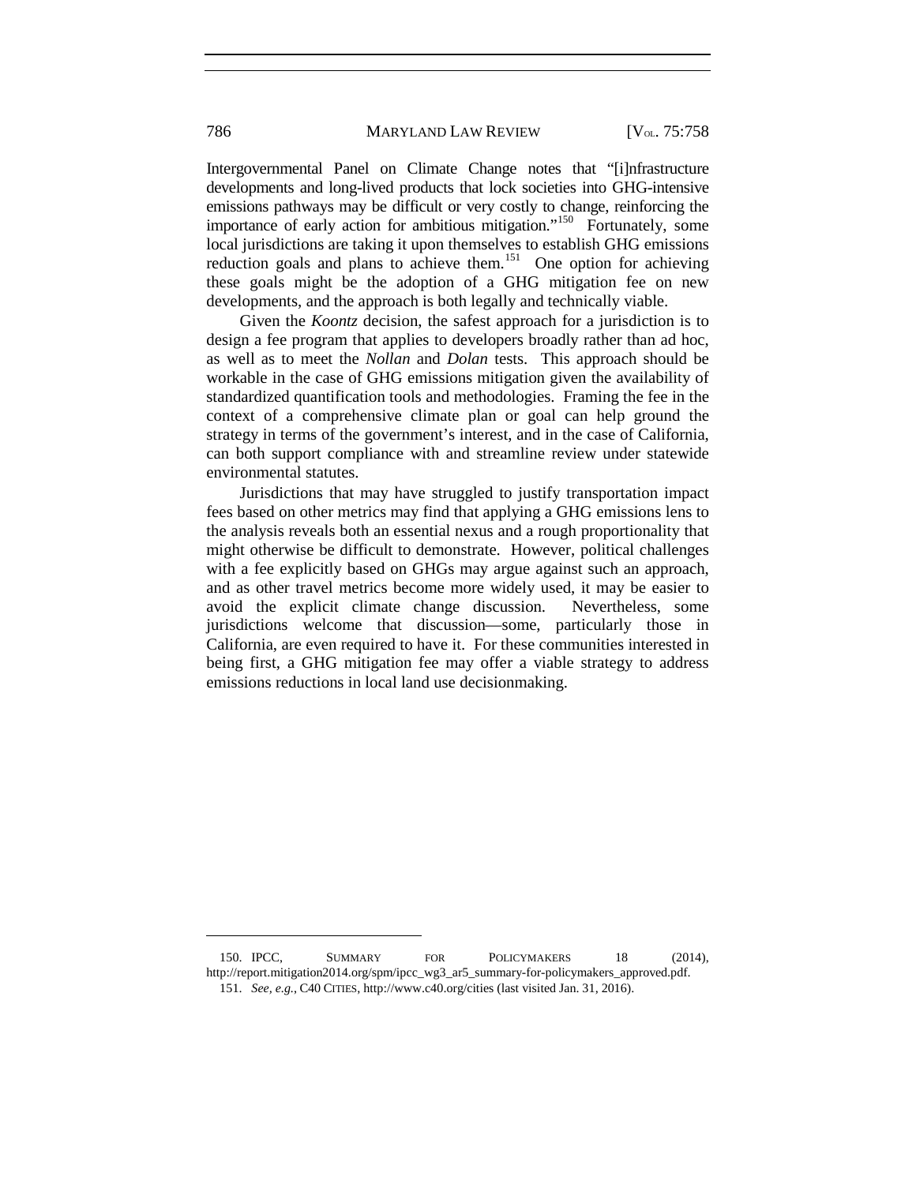Intergovernmental Panel on Climate Change notes that "[i]nfrastructure developments and long-lived products that lock societies into GHG-intensive emissions pathways may be difficult or very costly to change, reinforcing the importance of early action for ambitious mitigation."[150] Fortunately, some local jurisdictions are taking it upon themselves to establish GHG emissions reduction goals and plans to achieve them.[151] One option for achieving these goals might be the adoption of a GHG mitigation fee on new developments, and the approach is both legally and technically viable.

Given the *Koontz* decision, the safest approach for a jurisdiction is to design a fee program that applies to developers broadly rather than ad hoc, as well as to meet the *Nollan* and *Dolan* tests. This approach should be workable in the case of GHG emissions mitigation given the availability of standardized quantification tools and methodologies. Framing the fee in the context of a comprehensive climate plan or goal can help ground the strategy in terms of the government's interest, and in the case of California, can both support compliance with and streamline review under statewide environmental statutes.

Jurisdictions that may have struggled to justify transportation impact fees based on other metrics may find that applying a GHG emissions lens to the analysis reveals both an essential nexus and a rough proportionality that might otherwise be difficult to demonstrate. However, political challenges with a fee explicitly based on GHGs may argue against such an approach, and as other travel metrics become more widely used, it may be easier to avoid the explicit climate change discussion. Nevertheless, some jurisdictions welcome that discussion—some, particularly those in California, are even required to have it. For these communities interested in being first, a GHG mitigation fee may offer a viable strategy to address emissions reductions in local land use decisionmaking.

---

150. IPCC, SUMMARY FOR POLICYMAKERS 18 (2014), http://report.mitigation2014.org/spm/ipcc_wg3_ar5_summary-for-policymakers_approved.pdf.

151. *See, e.g.*, C40 CITIES, http://www.c40.org/cities (last visited Jan. 31, 2016).